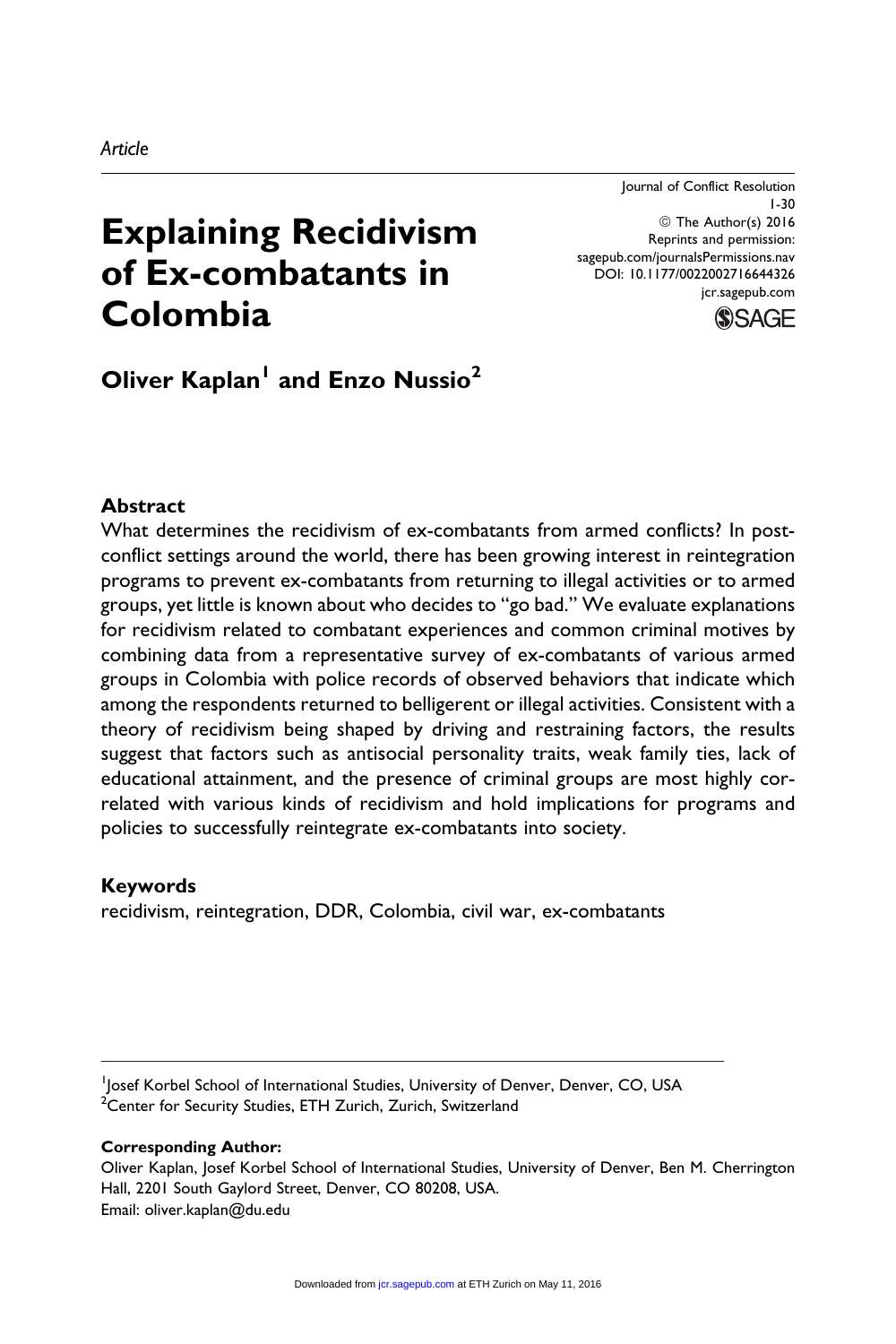*Article*

# Explaining Recidivism of Ex-combatants in Colombia

**Oliver Kaplan[1] and Enzo Nussio[2]**

## Abstract

What determines the recidivism of ex-combatants from armed conflicts? In post-conflict settings around the world, there has been growing interest in reintegration programs to prevent ex-combatants from returning to illegal activities or to armed groups, yet little is known about who decides to "go bad." We evaluate explanations for recidivism related to combatant experiences and common criminal motives by combining data from a representative survey of ex-combatants of various armed groups in Colombia with police records of observed behaviors that indicate which among the respondents returned to belligerent or illegal activities. Consistent with a theory of recidivism being shaped by driving and restraining factors, the results suggest that factors such as antisocial personality traits, weak family ties, lack of educational attainment, and the presence of criminal groups are most highly correlated with various kinds of recidivism and hold implications for programs and policies to successfully reintegrate ex-combatants into society.

## Keywords

recidivism, reintegration, DDR, Colombia, civil war, ex-combatants

---

[1]Josef Korbel School of International Studies, University of Denver, Denver, CO, USA
[2]Center for Security Studies, ETH Zurich, Zurich, Switzerland

**Corresponding Author:**
Oliver Kaplan, Josef Korbel School of International Studies, University of Denver, Ben M. Cherrington Hall, 2201 South Gaylord Street, Denver, CO 80208, USA.
Email: oliver.kaplan@du.edu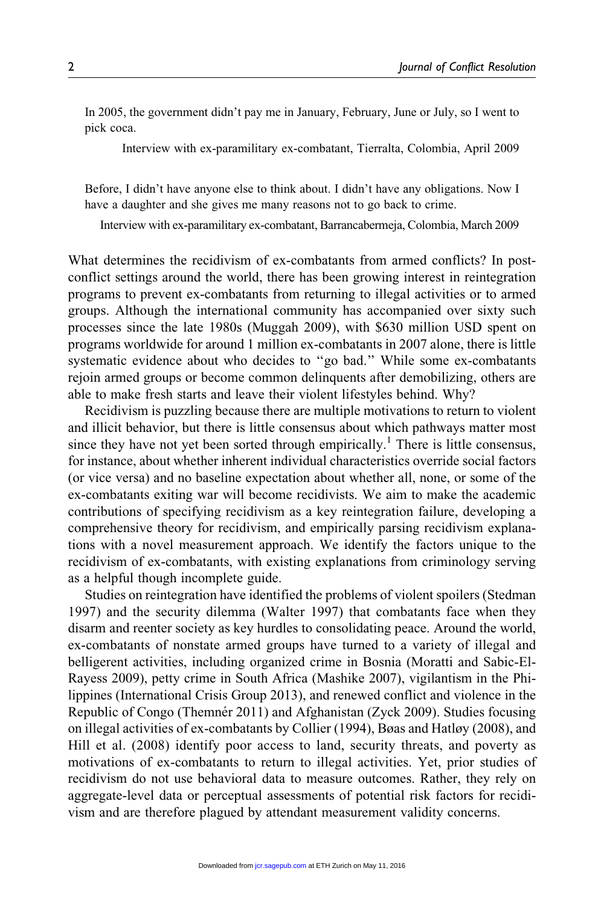> In 2005, the government didn't pay me in January, February, June or July, so I went to pick coca.
>
> Interview with ex-paramilitary ex-combatant, Tierralta, Colombia, April 2009

> Before, I didn't have anyone else to think about. I didn't have any obligations. Now I have a daughter and she gives me many reasons not to go back to crime.
>
> Interview with ex-paramilitary ex-combatant, Barrancabermeja, Colombia, March 2009

What determines the recidivism of ex-combatants from armed conflicts? In post-conflict settings around the world, there has been growing interest in reintegration programs to prevent ex-combatants from returning to illegal activities or to armed groups. Although the international community has accompanied over sixty such processes since the late 1980s (Muggah 2009), with $630 million USD spent on programs worldwide for around 1 million ex-combatants in 2007 alone, there is little systematic evidence about who decides to "go bad." While some ex-combatants rejoin armed groups or become common delinquents after demobilizing, others are able to make fresh starts and leave their violent lifestyles behind. Why?

Recidivism is puzzling because there are multiple motivations to return to violent and illicit behavior, but there is little consensus about which pathways matter most since they have not yet been sorted through empirically.[1] There is little consensus, for instance, about whether inherent individual characteristics override social factors (or vice versa) and no baseline expectation about whether all, none, or some of the ex-combatants exiting war will become recidivists. We aim to make the academic contributions of specifying recidivism as a key reintegration failure, developing a comprehensive theory for recidivism, and empirically parsing recidivism explanations with a novel measurement approach. We identify the factors unique to the recidivism of ex-combatants, with existing explanations from criminology serving as a helpful though incomplete guide.

Studies on reintegration have identified the problems of violent spoilers (Stedman 1997) and the security dilemma (Walter 1997) that combatants face when they disarm and reenter society as key hurdles to consolidating peace. Around the world, ex-combatants of nonstate armed groups have turned to a variety of illegal and belligerent activities, including organized crime in Bosnia (Moratti and Sabic-El-Rayess 2009), petty crime in South Africa (Mashike 2007), vigilantism in the Philippines (International Crisis Group 2013), and renewed conflict and violence in the Republic of Congo (Themnér 2011) and Afghanistan (Zyck 2009). Studies focusing on illegal activities of ex-combatants by Collier (1994), Bøas and Hatløy (2008), and Hill et al. (2008) identify poor access to land, security threats, and poverty as motivations of ex-combatants to return to illegal activities. Yet, prior studies of recidivism do not use behavioral data to measure outcomes. Rather, they rely on aggregate-level data or perceptual assessments of potential risk factors for recidivism and are therefore plagued by attendant measurement validity concerns.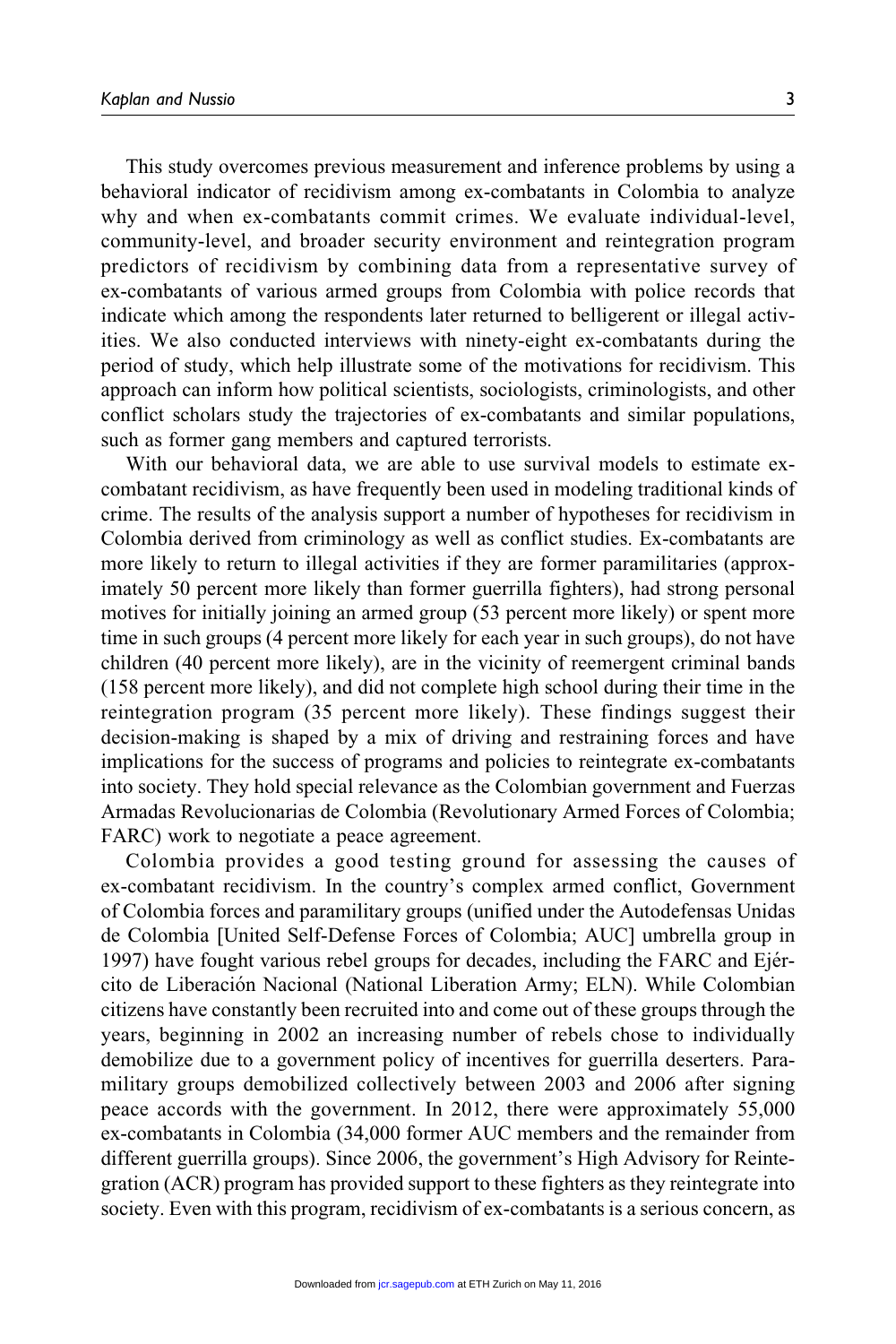This study overcomes previous measurement and inference problems by using a behavioral indicator of recidivism among ex-combatants in Colombia to analyze why and when ex-combatants commit crimes. We evaluate individual-level, community-level, and broader security environment and reintegration program predictors of recidivism by combining data from a representative survey of ex-combatants of various armed groups from Colombia with police records that indicate which among the respondents later returned to belligerent or illegal activities. We also conducted interviews with ninety-eight ex-combatants during the period of study, which help illustrate some of the motivations for recidivism. This approach can inform how political scientists, sociologists, criminologists, and other conflict scholars study the trajectories of ex-combatants and similar populations, such as former gang members and captured terrorists.

With our behavioral data, we are able to use survival models to estimate ex-combatant recidivism, as have frequently been used in modeling traditional kinds of crime. The results of the analysis support a number of hypotheses for recidivism in Colombia derived from criminology as well as conflict studies. Ex-combatants are more likely to return to illegal activities if they are former paramilitaries (approximately 50 percent more likely than former guerrilla fighters), had strong personal motives for initially joining an armed group (53 percent more likely) or spent more time in such groups (4 percent more likely for each year in such groups), do not have children (40 percent more likely), are in the vicinity of reemergent criminal bands (158 percent more likely), and did not complete high school during their time in the reintegration program (35 percent more likely). These findings suggest their decision-making is shaped by a mix of driving and restraining forces and have implications for the success of programs and policies to reintegrate ex-combatants into society. They hold special relevance as the Colombian government and Fuerzas Armadas Revolucionarias de Colombia (Revolutionary Armed Forces of Colombia; FARC) work to negotiate a peace agreement.

Colombia provides a good testing ground for assessing the causes of ex-combatant recidivism. In the country's complex armed conflict, Government of Colombia forces and paramilitary groups (unified under the Autodefensas Unidas de Colombia [United Self-Defense Forces of Colombia; AUC] umbrella group in 1997) have fought various rebel groups for decades, including the FARC and Ejército de Liberación Nacional (National Liberation Army; ELN). While Colombian citizens have constantly been recruited into and come out of these groups through the years, beginning in 2002 an increasing number of rebels chose to individually demobilize due to a government policy of incentives for guerrilla deserters. Paramilitary groups demobilized collectively between 2003 and 2006 after signing peace accords with the government. In 2012, there were approximately 55,000 ex-combatants in Colombia (34,000 former AUC members and the remainder from different guerrilla groups). Since 2006, the government's High Advisory for Reintegration (ACR) program has provided support to these fighters as they reintegrate into society. Even with this program, recidivism of ex-combatants is a serious concern, as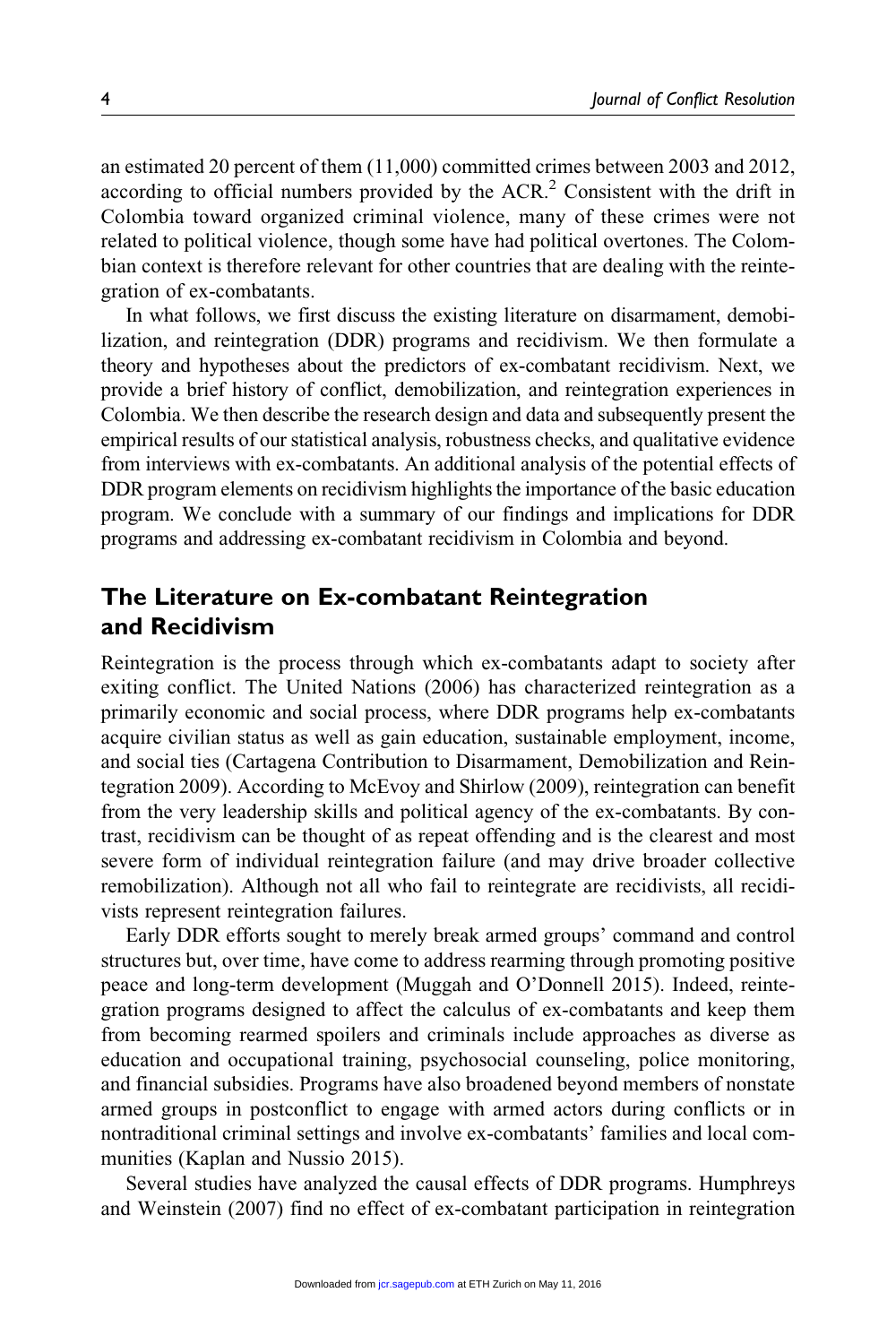an estimated 20 percent of them (11,000) committed crimes between 2003 and 2012, according to official numbers provided by the ACR.[2] Consistent with the drift in Colombia toward organized criminal violence, many of these crimes were not related to political violence, though some have had political overtones. The Colombian context is therefore relevant for other countries that are dealing with the reintegration of ex-combatants.

In what follows, we first discuss the existing literature on disarmament, demobilization, and reintegration (DDR) programs and recidivism. We then formulate a theory and hypotheses about the predictors of ex-combatant recidivism. Next, we provide a brief history of conflict, demobilization, and reintegration experiences in Colombia. We then describe the research design and data and subsequently present the empirical results of our statistical analysis, robustness checks, and qualitative evidence from interviews with ex-combatants. An additional analysis of the potential effects of DDR program elements on recidivism highlights the importance of the basic education program. We conclude with a summary of our findings and implications for DDR programs and addressing ex-combatant recidivism in Colombia and beyond.

## The Literature on Ex-combatant Reintegration and Recidivism

Reintegration is the process through which ex-combatants adapt to society after exiting conflict. The United Nations (2006) has characterized reintegration as a primarily economic and social process, where DDR programs help ex-combatants acquire civilian status as well as gain education, sustainable employment, income, and social ties (Cartagena Contribution to Disarmament, Demobilization and Reintegration 2009). According to McEvoy and Shirlow (2009), reintegration can benefit from the very leadership skills and political agency of the ex-combatants. By contrast, recidivism can be thought of as repeat offending and is the clearest and most severe form of individual reintegration failure (and may drive broader collective remobilization). Although not all who fail to reintegrate are recidivists, all recidivists represent reintegration failures.

Early DDR efforts sought to merely break armed groups' command and control structures but, over time, have come to address rearming through promoting positive peace and long-term development (Muggah and O'Donnell 2015). Indeed, reintegration programs designed to affect the calculus of ex-combatants and keep them from becoming rearmed spoilers and criminals include approaches as diverse as education and occupational training, psychosocial counseling, police monitoring, and financial subsidies. Programs have also broadened beyond members of nonstate armed groups in postconflict to engage with armed actors during conflicts or in nontraditional criminal settings and involve ex-combatants' families and local communities (Kaplan and Nussio 2015).

Several studies have analyzed the causal effects of DDR programs. Humphreys and Weinstein (2007) find no effect of ex-combatant participation in reintegration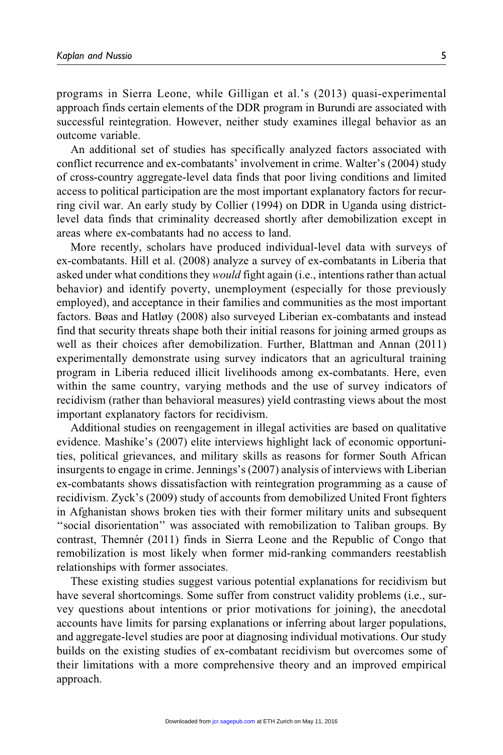programs in Sierra Leone, while Gilligan et al.'s (2013) quasi-experimental approach finds certain elements of the DDR program in Burundi are associated with successful reintegration. However, neither study examines illegal behavior as an outcome variable.

An additional set of studies has specifically analyzed factors associated with conflict recurrence and ex-combatants' involvement in crime. Walter's (2004) study of cross-country aggregate-level data finds that poor living conditions and limited access to political participation are the most important explanatory factors for recurring civil war. An early study by Collier (1994) on DDR in Uganda using district-level data finds that criminality decreased shortly after demobilization except in areas where ex-combatants had no access to land.

More recently, scholars have produced individual-level data with surveys of ex-combatants. Hill et al. (2008) analyze a survey of ex-combatants in Liberia that asked under what conditions they *would* fight again (i.e., intentions rather than actual behavior) and identify poverty, unemployment (especially for those previously employed), and acceptance in their families and communities as the most important factors. Bøas and Hatløy (2008) also surveyed Liberian ex-combatants and instead find that security threats shape both their initial reasons for joining armed groups as well as their choices after demobilization. Further, Blattman and Annan (2011) experimentally demonstrate using survey indicators that an agricultural training program in Liberia reduced illicit livelihoods among ex-combatants. Here, even within the same country, varying methods and the use of survey indicators of recidivism (rather than behavioral measures) yield contrasting views about the most important explanatory factors for recidivism.

Additional studies on reengagement in illegal activities are based on qualitative evidence. Mashike's (2007) elite interviews highlight lack of economic opportunities, political grievances, and military skills as reasons for former South African insurgents to engage in crime. Jennings's (2007) analysis of interviews with Liberian ex-combatants shows dissatisfaction with reintegration programming as a cause of recidivism. Zyck's (2009) study of accounts from demobilized United Front fighters in Afghanistan shows broken ties with their former military units and subsequent "social disorientation" was associated with remobilization to Taliban groups. By contrast, Themnér (2011) finds in Sierra Leone and the Republic of Congo that remobilization is most likely when former mid-ranking commanders reestablish relationships with former associates.

These existing studies suggest various potential explanations for recidivism but have several shortcomings. Some suffer from construct validity problems (i.e., survey questions about intentions or prior motivations for joining), the anecdotal accounts have limits for parsing explanations or inferring about larger populations, and aggregate-level studies are poor at diagnosing individual motivations. Our study builds on the existing studies of ex-combatant recidivism but overcomes some of their limitations with a more comprehensive theory and an improved empirical approach.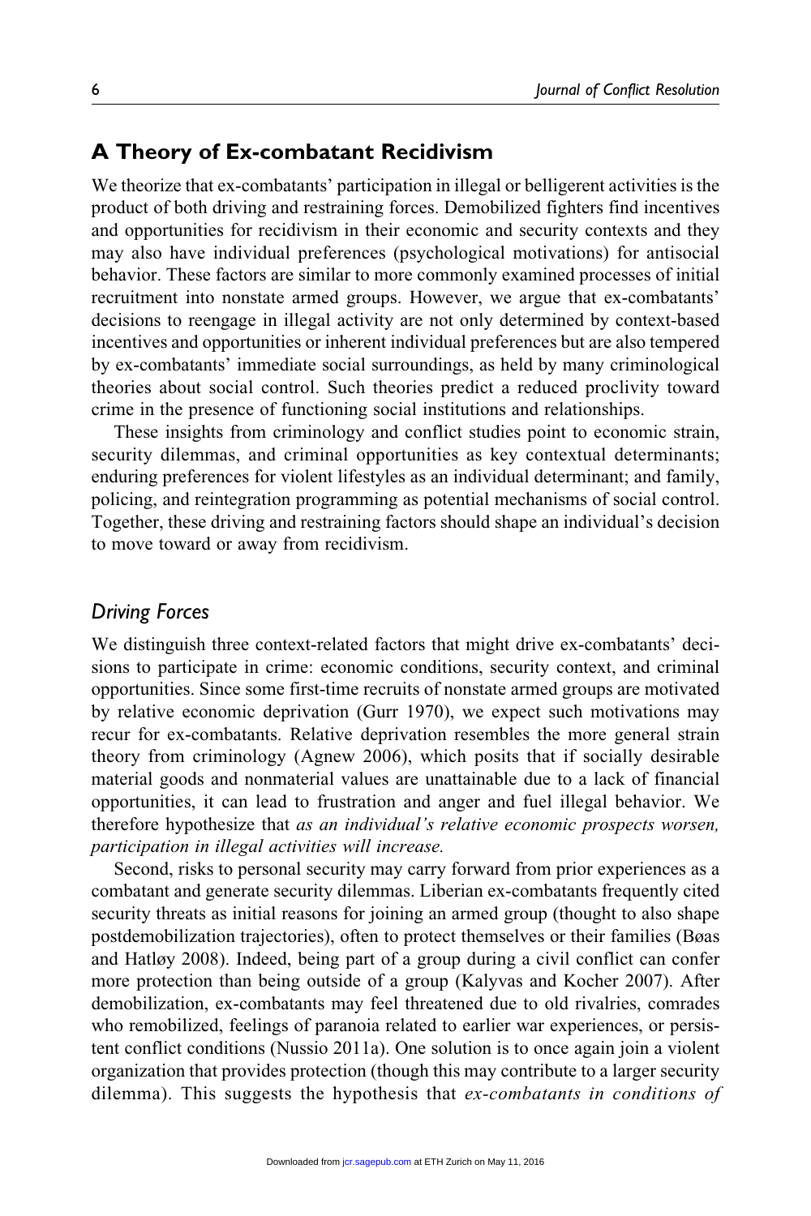## A Theory of Ex-combatant Recidivism

We theorize that ex-combatants' participation in illegal or belligerent activities is the product of both driving and restraining forces. Demobilized fighters find incentives and opportunities for recidivism in their economic and security contexts and they may also have individual preferences (psychological motivations) for antisocial behavior. These factors are similar to more commonly examined processes of initial recruitment into nonstate armed groups. However, we argue that ex-combatants' decisions to reengage in illegal activity are not only determined by context-based incentives and opportunities or inherent individual preferences but are also tempered by ex-combatants' immediate social surroundings, as held by many criminological theories about social control. Such theories predict a reduced proclivity toward crime in the presence of functioning social institutions and relationships.

These insights from criminology and conflict studies point to economic strain, security dilemmas, and criminal opportunities as key contextual determinants; enduring preferences for violent lifestyles as an individual determinant; and family, policing, and reintegration programming as potential mechanisms of social control. Together, these driving and restraining factors should shape an individual's decision to move toward or away from recidivism.

### *Driving Forces*

We distinguish three context-related factors that might drive ex-combatants' decisions to participate in crime: economic conditions, security context, and criminal opportunities. Since some first-time recruits of nonstate armed groups are motivated by relative economic deprivation (Gurr 1970), we expect such motivations may recur for ex-combatants. Relative deprivation resembles the more general strain theory from criminology (Agnew 2006), which posits that if socially desirable material goods and nonmaterial values are unattainable due to a lack of financial opportunities, it can lead to frustration and anger and fuel illegal behavior. We therefore hypothesize that *as an individual's relative economic prospects worsen, participation in illegal activities will increase.*

Second, risks to personal security may carry forward from prior experiences as a combatant and generate security dilemmas. Liberian ex-combatants frequently cited security threats as initial reasons for joining an armed group (thought to also shape postdemobilization trajectories), often to protect themselves or their families (Bøas and Hatløy 2008). Indeed, being part of a group during a civil conflict can confer more protection than being outside of a group (Kalyvas and Kocher 2007). After demobilization, ex-combatants may feel threatened due to old rivalries, comrades who remobilized, feelings of paranoia related to earlier war experiences, or persistent conflict conditions (Nussio 2011a). One solution is to once again join a violent organization that provides protection (though this may contribute to a larger security dilemma). This suggests the hypothesis that *ex-combatants in conditions of*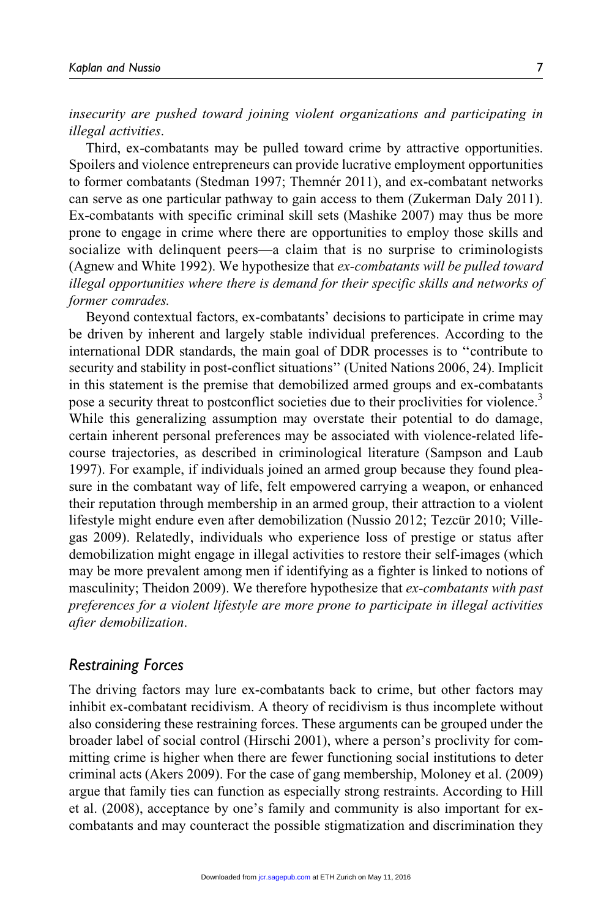*insecurity are pushed toward joining violent organizations and participating in illegal activities*.

Third, ex-combatants may be pulled toward crime by attractive opportunities. Spoilers and violence entrepreneurs can provide lucrative employment opportunities to former combatants (Stedman 1997; Themnér 2011), and ex-combatant networks can serve as one particular pathway to gain access to them (Zukerman Daly 2011). Ex-combatants with specific criminal skill sets (Mashike 2007) may thus be more prone to engage in crime where there are opportunities to employ those skills and socialize with delinquent peers—a claim that is no surprise to criminologists (Agnew and White 1992). We hypothesize that *ex-combatants will be pulled toward illegal opportunities where there is demand for their specific skills and networks of former comrades.*

Beyond contextual factors, ex-combatants' decisions to participate in crime may be driven by inherent and largely stable individual preferences. According to the international DDR standards, the main goal of DDR processes is to "contribute to security and stability in post-conflict situations" (United Nations 2006, 24). Implicit in this statement is the premise that demobilized armed groups and ex-combatants pose a security threat to postconflict societies due to their proclivities for violence.[3] While this generalizing assumption may overstate their potential to do damage, certain inherent personal preferences may be associated with violence-related life-course trajectories, as described in criminological literature (Sampson and Laub 1997). For example, if individuals joined an armed group because they found pleasure in the combatant way of life, felt empowered carrying a weapon, or enhanced their reputation through membership in an armed group, their attraction to a violent lifestyle might endure even after demobilization (Nussio 2012; Tezcür 2010; Villegas 2009). Relatedly, individuals who experience loss of prestige or status after demobilization might engage in illegal activities to restore their self-images (which may be more prevalent among men if identifying as a fighter is linked to notions of masculinity; Theidon 2009). We therefore hypothesize that *ex-combatants with past preferences for a violent lifestyle are more prone to participate in illegal activities after demobilization*.

## Restraining Forces

The driving factors may lure ex-combatants back to crime, but other factors may inhibit ex-combatant recidivism. A theory of recidivism is thus incomplete without also considering these restraining forces. These arguments can be grouped under the broader label of social control (Hirschi 2001), where a person's proclivity for committing crime is higher when there are fewer functioning social institutions to deter criminal acts (Akers 2009). For the case of gang membership, Moloney et al. (2009) argue that family ties can function as especially strong restraints. According to Hill et al. (2008), acceptance by one's family and community is also important for ex-combatants and may counteract the possible stigmatization and discrimination they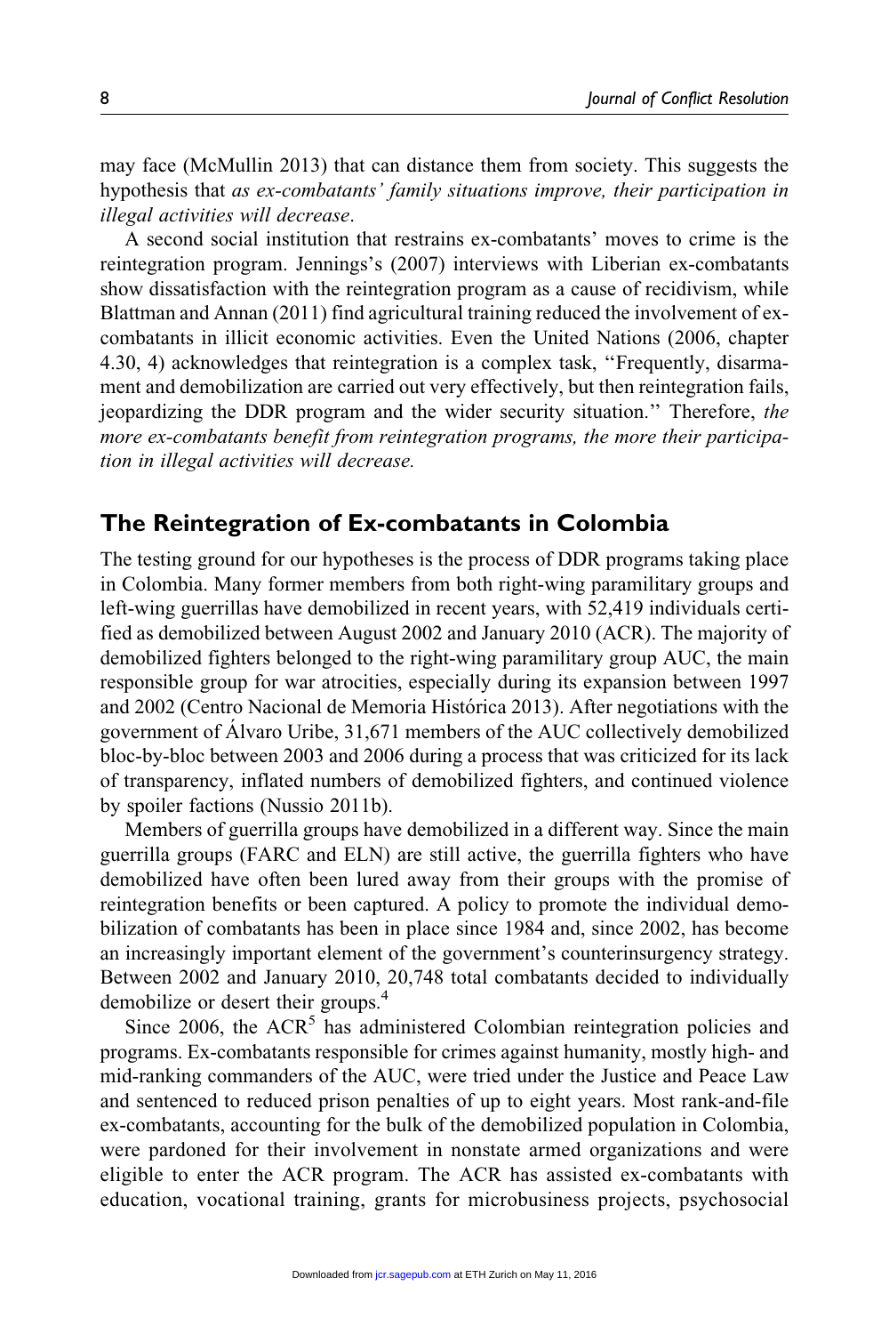may face (McMullin 2013) that can distance them from society. This suggests the hypothesis that *as ex-combatants' family situations improve, their participation in illegal activities will decrease*.

A second social institution that restrains ex-combatants' moves to crime is the reintegration program. Jennings's (2007) interviews with Liberian ex-combatants show dissatisfaction with the reintegration program as a cause of recidivism, while Blattman and Annan (2011) find agricultural training reduced the involvement of ex-combatants in illicit economic activities. Even the United Nations (2006, chapter 4.30, 4) acknowledges that reintegration is a complex task, "Frequently, disarmament and demobilization are carried out very effectively, but then reintegration fails, jeopardizing the DDR program and the wider security situation." Therefore, *the more ex-combatants benefit from reintegration programs, the more their participation in illegal activities will decrease.*

## The Reintegration of Ex-combatants in Colombia

The testing ground for our hypotheses is the process of DDR programs taking place in Colombia. Many former members from both right-wing paramilitary groups and left-wing guerrillas have demobilized in recent years, with 52,419 individuals certified as demobilized between August 2002 and January 2010 (ACR). The majority of demobilized fighters belonged to the right-wing paramilitary group AUC, the main responsible group for war atrocities, especially during its expansion between 1997 and 2002 (Centro Nacional de Memoria Histórica 2013). After negotiations with the government of Álvaro Uribe, 31,671 members of the AUC collectively demobilized bloc-by-bloc between 2003 and 2006 during a process that was criticized for its lack of transparency, inflated numbers of demobilized fighters, and continued violence by spoiler factions (Nussio 2011b).

Members of guerrilla groups have demobilized in a different way. Since the main guerrilla groups (FARC and ELN) are still active, the guerrilla fighters who have demobilized have often been lured away from their groups with the promise of reintegration benefits or been captured. A policy to promote the individual demobilization of combatants has been in place since 1984 and, since 2002, has become an increasingly important element of the government's counterinsurgency strategy. Between 2002 and January 2010, 20,748 total combatants decided to individually demobilize or desert their groups.[4]

Since 2006, the ACR[5] has administered Colombian reintegration policies and programs. Ex-combatants responsible for crimes against humanity, mostly high- and mid-ranking commanders of the AUC, were tried under the Justice and Peace Law and sentenced to reduced prison penalties of up to eight years. Most rank-and-file ex-combatants, accounting for the bulk of the demobilized population in Colombia, were pardoned for their involvement in nonstate armed organizations and were eligible to enter the ACR program. The ACR has assisted ex-combatants with education, vocational training, grants for microbusiness projects, psychosocial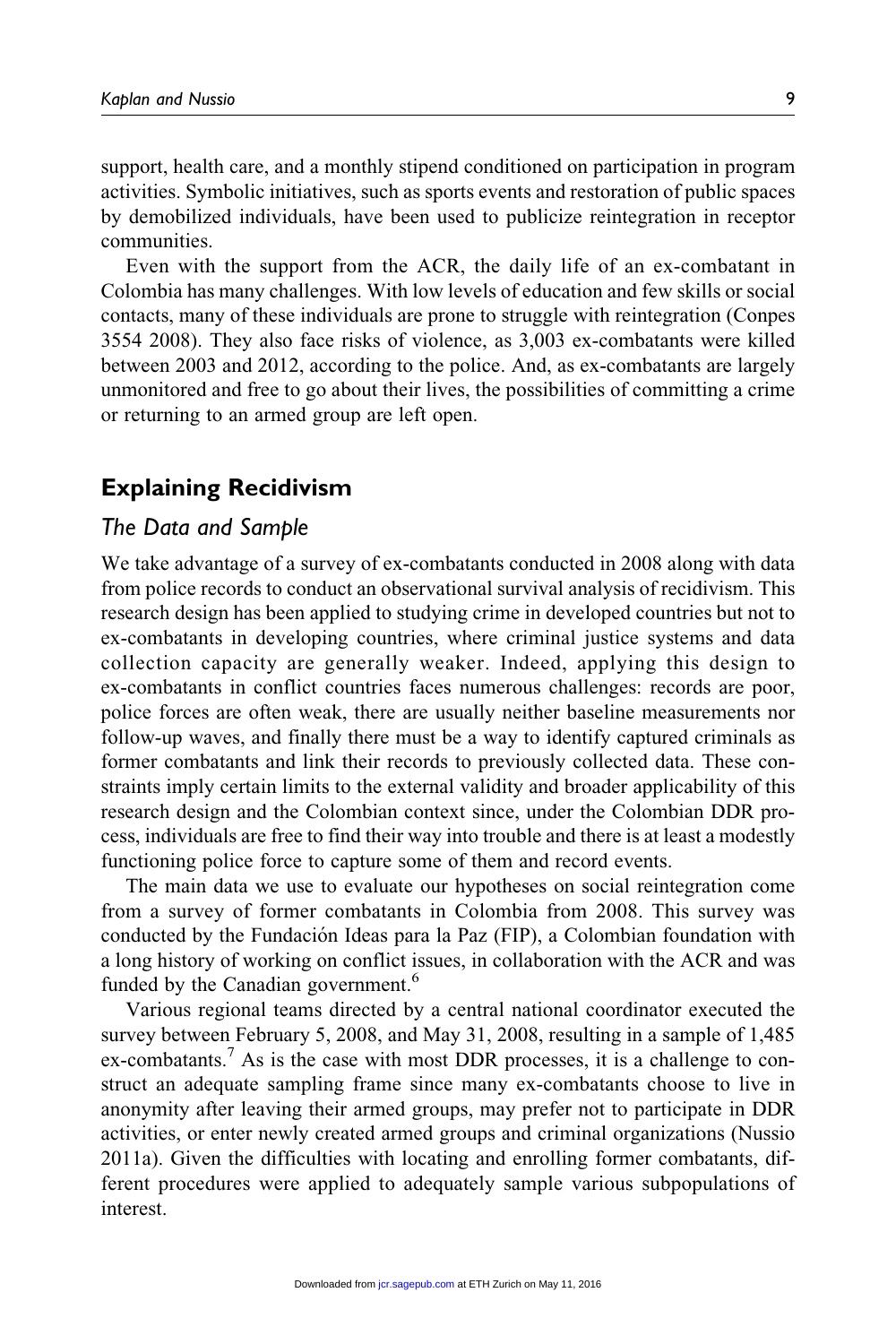support, health care, and a monthly stipend conditioned on participation in program activities. Symbolic initiatives, such as sports events and restoration of public spaces by demobilized individuals, have been used to publicize reintegration in receptor communities.

Even with the support from the ACR, the daily life of an ex-combatant in Colombia has many challenges. With low levels of education and few skills or social contacts, many of these individuals are prone to struggle with reintegration (Conpes 3554 2008). They also face risks of violence, as 3,003 ex-combatants were killed between 2003 and 2012, according to the police. And, as ex-combatants are largely unmonitored and free to go about their lives, the possibilities of committing a crime or returning to an armed group are left open.

## Explaining Recidivism

### *The Data and Sample*

We take advantage of a survey of ex-combatants conducted in 2008 along with data from police records to conduct an observational survival analysis of recidivism. This research design has been applied to studying crime in developed countries but not to ex-combatants in developing countries, where criminal justice systems and data collection capacity are generally weaker. Indeed, applying this design to ex-combatants in conflict countries faces numerous challenges: records are poor, police forces are often weak, there are usually neither baseline measurements nor follow-up waves, and finally there must be a way to identify captured criminals as former combatants and link their records to previously collected data. These constraints imply certain limits to the external validity and broader applicability of this research design and the Colombian context since, under the Colombian DDR process, individuals are free to find their way into trouble and there is at least a modestly functioning police force to capture some of them and record events.

The main data we use to evaluate our hypotheses on social reintegration come from a survey of former combatants in Colombia from 2008. This survey was conducted by the Fundación Ideas para la Paz (FIP), a Colombian foundation with a long history of working on conflict issues, in collaboration with the ACR and was funded by the Canadian government.[6]

Various regional teams directed by a central national coordinator executed the survey between February 5, 2008, and May 31, 2008, resulting in a sample of 1,485 ex-combatants.[7] As is the case with most DDR processes, it is a challenge to construct an adequate sampling frame since many ex-combatants choose to live in anonymity after leaving their armed groups, may prefer not to participate in DDR activities, or enter newly created armed groups and criminal organizations (Nussio 2011a). Given the difficulties with locating and enrolling former combatants, different procedures were applied to adequately sample various subpopulations of interest.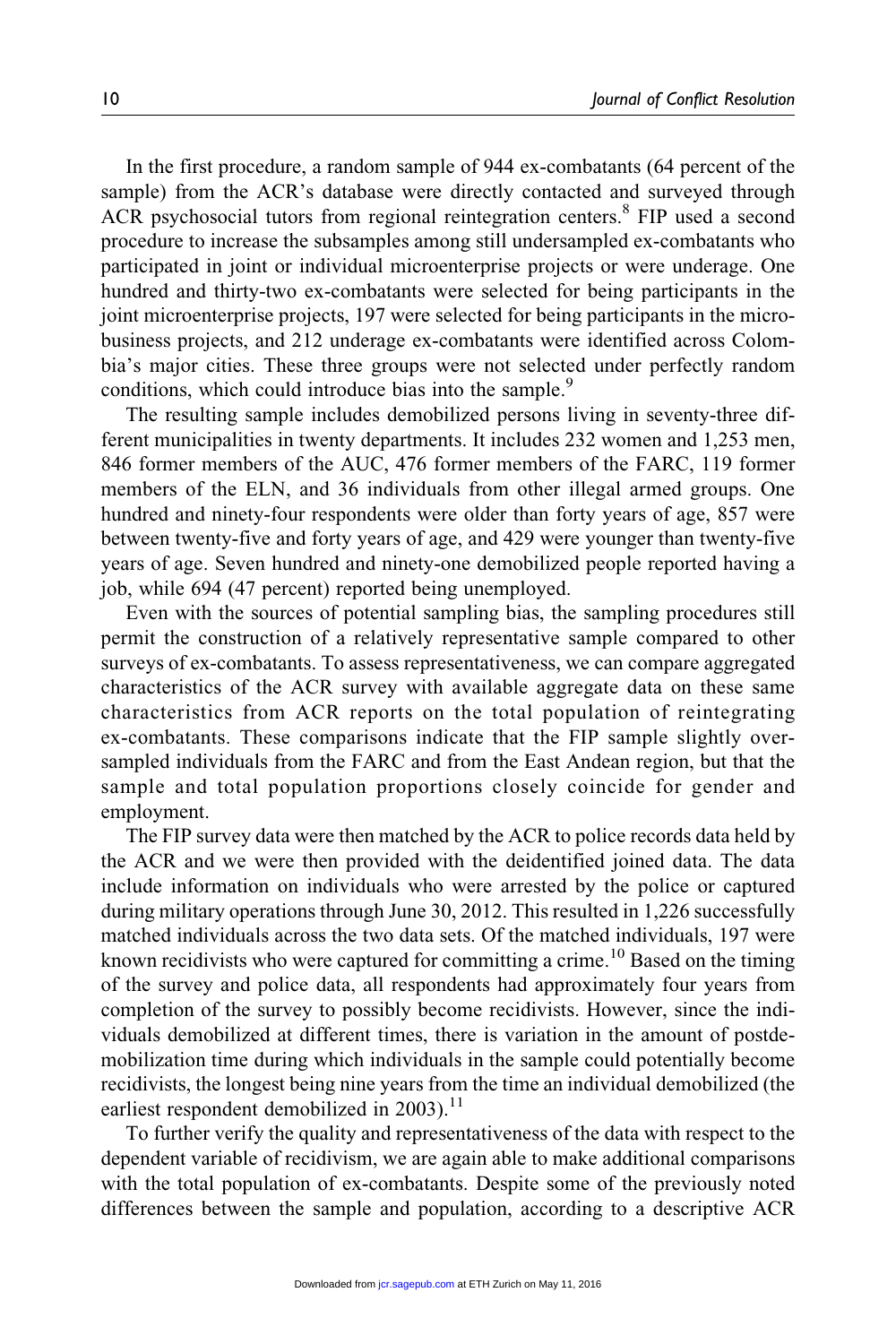In the first procedure, a random sample of 944 ex-combatants (64 percent of the sample) from the ACR's database were directly contacted and surveyed through ACR psychosocial tutors from regional reintegration centers.[8] FIP used a second procedure to increase the subsamples among still undersampled ex-combatants who participated in joint or individual microenterprise projects or were underage. One hundred and thirty-two ex-combatants were selected for being participants in the joint microenterprise projects, 197 were selected for being participants in the microbusiness projects, and 212 underage ex-combatants were identified across Colombia's major cities. These three groups were not selected under perfectly random conditions, which could introduce bias into the sample.[9]

The resulting sample includes demobilized persons living in seventy-three different municipalities in twenty departments. It includes 232 women and 1,253 men, 846 former members of the AUC, 476 former members of the FARC, 119 former members of the ELN, and 36 individuals from other illegal armed groups. One hundred and ninety-four respondents were older than forty years of age, 857 were between twenty-five and forty years of age, and 429 were younger than twenty-five years of age. Seven hundred and ninety-one demobilized people reported having a job, while 694 (47 percent) reported being unemployed.

Even with the sources of potential sampling bias, the sampling procedures still permit the construction of a relatively representative sample compared to other surveys of ex-combatants. To assess representativeness, we can compare aggregated characteristics of the ACR survey with available aggregate data on these same characteristics from ACR reports on the total population of reintegrating ex-combatants. These comparisons indicate that the FIP sample slightly oversampled individuals from the FARC and from the East Andean region, but that the sample and total population proportions closely coincide for gender and employment.

The FIP survey data were then matched by the ACR to police records data held by the ACR and we were then provided with the deidentified joined data. The data include information on individuals who were arrested by the police or captured during military operations through June 30, 2012. This resulted in 1,226 successfully matched individuals across the two data sets. Of the matched individuals, 197 were known recidivists who were captured for committing a crime.[10] Based on the timing of the survey and police data, all respondents had approximately four years from completion of the survey to possibly become recidivists. However, since the individuals demobilized at different times, there is variation in the amount of postdemobilization time during which individuals in the sample could potentially become recidivists, the longest being nine years from the time an individual demobilized (the earliest respondent demobilized in 2003).[11]

To further verify the quality and representativeness of the data with respect to the dependent variable of recidivism, we are again able to make additional comparisons with the total population of ex-combatants. Despite some of the previously noted differences between the sample and population, according to a descriptive ACR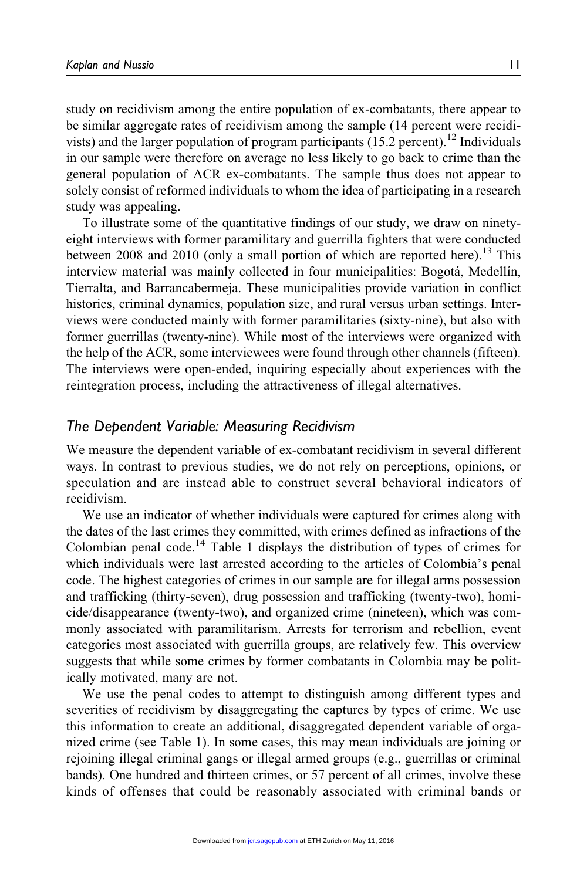study on recidivism among the entire population of ex-combatants, there appear to be similar aggregate rates of recidivism among the sample (14 percent were recidivists) and the larger population of program participants (15.2 percent).[12] Individuals in our sample were therefore on average no less likely to go back to crime than the general population of ACR ex-combatants. The sample thus does not appear to solely consist of reformed individuals to whom the idea of participating in a research study was appealing.

To illustrate some of the quantitative findings of our study, we draw on ninety-eight interviews with former paramilitary and guerrilla fighters that were conducted between 2008 and 2010 (only a small portion of which are reported here).[13] This interview material was mainly collected in four municipalities: Bogotá, Medellín, Tierralta, and Barrancabermeja. These municipalities provide variation in conflict histories, criminal dynamics, population size, and rural versus urban settings. Interviews were conducted mainly with former paramilitaries (sixty-nine), but also with former guerrillas (twenty-nine). While most of the interviews were organized with the help of the ACR, some interviewees were found through other channels (fifteen). The interviews were open-ended, inquiring especially about experiences with the reintegration process, including the attractiveness of illegal alternatives.

## *The Dependent Variable: Measuring Recidivism*

We measure the dependent variable of ex-combatant recidivism in several different ways. In contrast to previous studies, we do not rely on perceptions, opinions, or speculation and are instead able to construct several behavioral indicators of recidivism.

We use an indicator of whether individuals were captured for crimes along with the dates of the last crimes they committed, with crimes defined as infractions of the Colombian penal code.[14] Table 1 displays the distribution of types of crimes for which individuals were last arrested according to the articles of Colombia's penal code. The highest categories of crimes in our sample are for illegal arms possession and trafficking (thirty-seven), drug possession and trafficking (twenty-two), homicide/disappearance (twenty-two), and organized crime (nineteen), which was commonly associated with paramilitarism. Arrests for terrorism and rebellion, event categories most associated with guerrilla groups, are relatively few. This overview suggests that while some crimes by former combatants in Colombia may be politically motivated, many are not.

We use the penal codes to attempt to distinguish among different types and severities of recidivism by disaggregating the captures by types of crime. We use this information to create an additional, disaggregated dependent variable of organized crime (see Table 1). In some cases, this may mean individuals are joining or rejoining illegal criminal gangs or illegal armed groups (e.g., guerrillas or criminal bands). One hundred and thirteen crimes, or 57 percent of all crimes, involve these kinds of offenses that could be reasonably associated with criminal bands or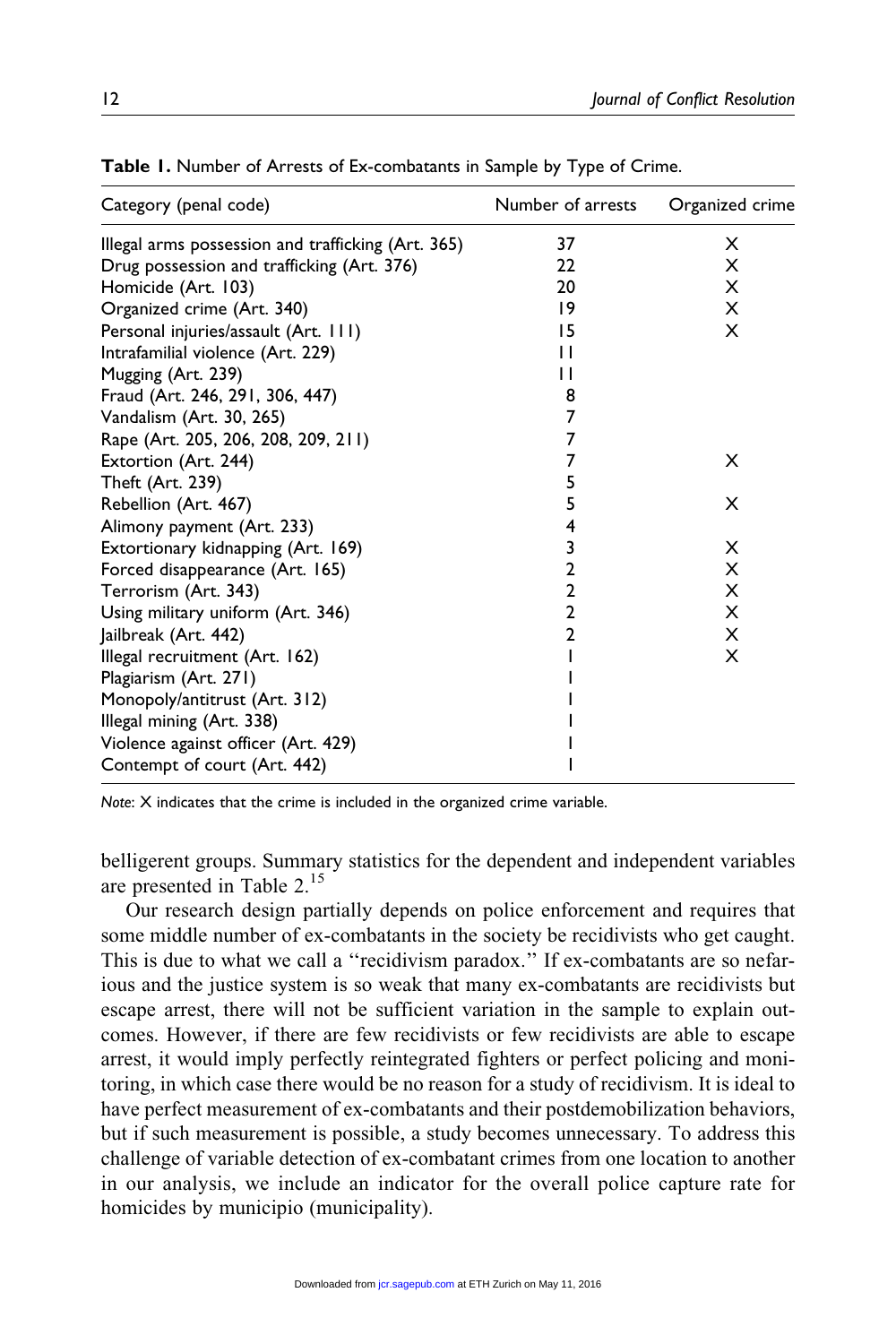**Table 1.** Number of Arrests of Ex-combatants in Sample by Type of Crime.

| Category (penal code) | Number of arrests | Organized crime |
|---|---|---|
| Illegal arms possession and trafficking (Art. 365) | 37 | X |
| Drug possession and trafficking (Art. 376) | 22 | X |
| Homicide (Art. 103) | 20 | X |
| Organized crime (Art. 340) | 19 | X |
| Personal injuries/assault (Art. 111) | 15 | X |
| Intrafamilial violence (Art. 229) | 11 | |
| Mugging (Art. 239) | 11 | |
| Fraud (Art. 246, 291, 306, 447) | 8 | |
| Vandalism (Art. 30, 265) | 7 | |
| Rape (Art. 205, 206, 208, 209, 211) | 7 | |
| Extortion (Art. 244) | 7 | X |
| Theft (Art. 239) | 5 | |
| Rebellion (Art. 467) | 5 | X |
| Alimony payment (Art. 233) | 4 | |
| Extortionary kidnapping (Art. 169) | 3 | X |
| Forced disappearance (Art. 165) | 2 | X |
| Terrorism (Art. 343) | 2 | X |
| Using military uniform (Art. 346) | 2 | X |
| Jailbreak (Art. 442) | 2 | X |
| Illegal recruitment (Art. 162) | 1 | X |
| Plagiarism (Art. 271) | 1 | |
| Monopoly/antitrust (Art. 312) | 1 | |
| Illegal mining (Art. 338) | 1 | |
| Violence against officer (Art. 429) | 1 | |
| Contempt of court (Art. 442) | 1 | |

*Note*: X indicates that the crime is included in the organized crime variable.

belligerent groups. Summary statistics for the dependent and independent variables are presented in Table 2.[15]

Our research design partially depends on police enforcement and requires that some middle number of ex-combatants in the society be recidivists who get caught. This is due to what we call a "recidivism paradox." If ex-combatants are so nefarious and the justice system is so weak that many ex-combatants are recidivists but escape arrest, there will not be sufficient variation in the sample to explain outcomes. However, if there are few recidivists or few recidivists are able to escape arrest, it would imply perfectly reintegrated fighters or perfect policing and monitoring, in which case there would be no reason for a study of recidivism. It is ideal to have perfect measurement of ex-combatants and their postdemobilization behaviors, but if such measurement is possible, a study becomes unnecessary. To address this challenge of variable detection of ex-combatant crimes from one location to another in our analysis, we include an indicator for the overall police capture rate for homicides by municipio (municipality).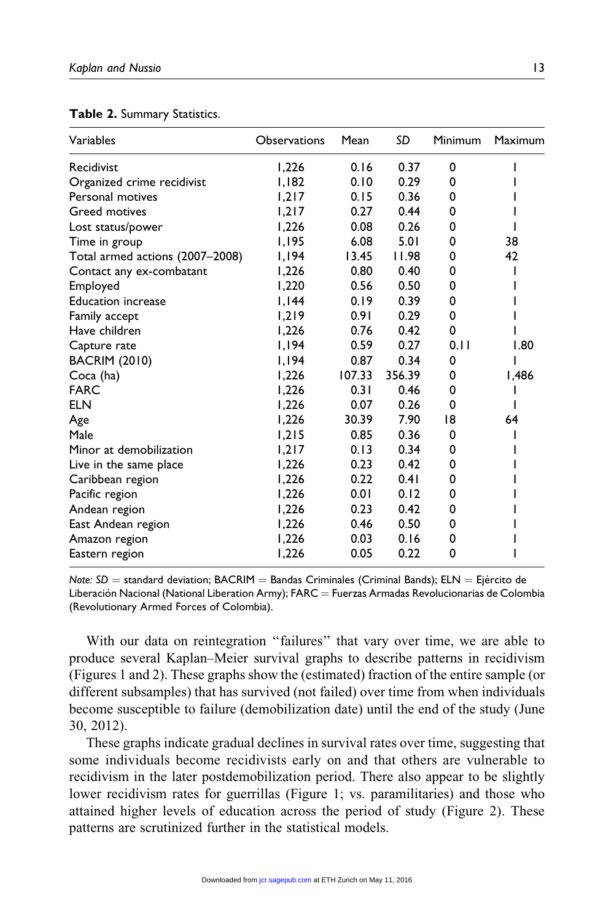**Table 2.** Summary Statistics.

| Variables | Observations | Mean | *SD* | Minimum | Maximum |
|---|---|---|---|---|---|
| Recidivist | 1,226 | 0.16 | 0.37 | 0 | 1 |
| Organized crime recidivist | 1,182 | 0.10 | 0.29 | 0 | 1 |
| Personal motives | 1,217 | 0.15 | 0.36 | 0 | 1 |
| Greed motives | 1,217 | 0.27 | 0.44 | 0 | 1 |
| Lost status/power | 1,226 | 0.08 | 0.26 | 0 | 1 |
| Time in group | 1,195 | 6.08 | 5.01 | 0 | 38 |
| Total armed actions (2007–2008) | 1,194 | 13.45 | 11.98 | 0 | 42 |
| Contact any ex-combatant | 1,226 | 0.80 | 0.40 | 0 | 1 |
| Employed | 1,220 | 0.56 | 0.50 | 0 | 1 |
| Education increase | 1,144 | 0.19 | 0.39 | 0 | 1 |
| Family accept | 1,219 | 0.91 | 0.29 | 0 | 1 |
| Have children | 1,226 | 0.76 | 0.42 | 0 | 1 |
| Capture rate | 1,194 | 0.59 | 0.27 | 0.11 | 1.80 |
| BACRIM (2010) | 1,194 | 0.87 | 0.34 | 0 | 1 |
| Coca (ha) | 1,226 | 107.33 | 356.39 | 0 | 1,486 |
| FARC | 1,226 | 0.31 | 0.46 | 0 | 1 |
| ELN | 1,226 | 0.07 | 0.26 | 0 | 1 |
| Age | 1,226 | 30.39 | 7.90 | 18 | 64 |
| Male | 1,215 | 0.85 | 0.36 | 0 | 1 |
| Minor at demobilization | 1,217 | 0.13 | 0.34 | 0 | 1 |
| Live in the same place | 1,226 | 0.23 | 0.42 | 0 | 1 |
| Caribbean region | 1,226 | 0.22 | 0.41 | 0 | 1 |
| Pacific region | 1,226 | 0.01 | 0.12 | 0 | 1 |
| Andean region | 1,226 | 0.23 | 0.42 | 0 | 1 |
| East Andean region | 1,226 | 0.46 | 0.50 | 0 | 1 |
| Amazon region | 1,226 | 0.03 | 0.16 | 0 | 1 |
| Eastern region | 1,226 | 0.05 | 0.22 | 0 | 1 |

*Note: SD* = standard deviation; BACRIM = Bandas Criminales (Criminal Bands); ELN = Ejército de Liberación Nacional (National Liberation Army); FARC = Fuerzas Armadas Revolucionarias de Colombia (Revolutionary Armed Forces of Colombia).

With our data on reintegration "failures" that vary over time, we are able to produce several Kaplan–Meier survival graphs to describe patterns in recidivism (Figures 1 and 2). These graphs show the (estimated) fraction of the entire sample (or different subsamples) that has survived (not failed) over time from when individuals become susceptible to failure (demobilization date) until the end of the study (June 30, 2012).

These graphs indicate gradual declines in survival rates over time, suggesting that some individuals become recidivists early on and that others are vulnerable to recidivism in the later postdemobilization period. There also appear to be slightly lower recidivism rates for guerrillas (Figure 1; vs. paramilitaries) and those who attained higher levels of education across the period of study (Figure 2). These patterns are scrutinized further in the statistical models.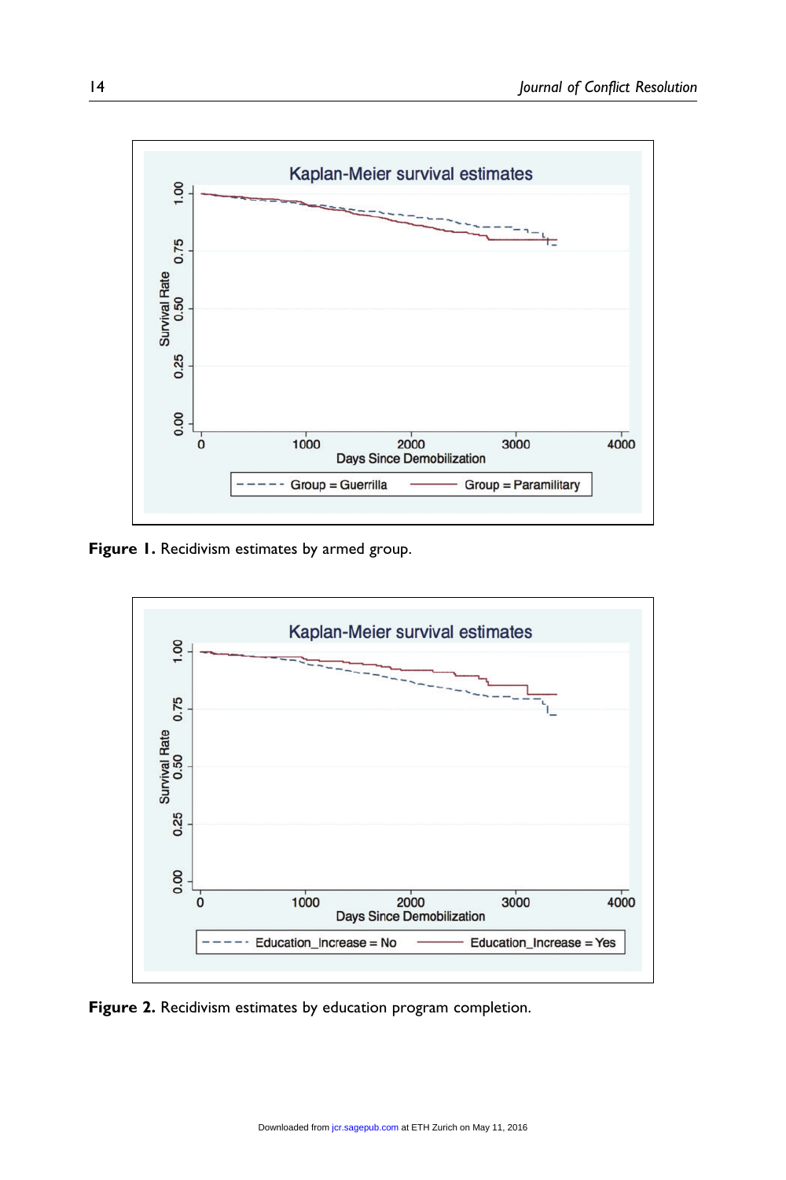**Figure 1.** Recidivism estimates by armed group.

**Figure 2.** Recidivism estimates by education program completion.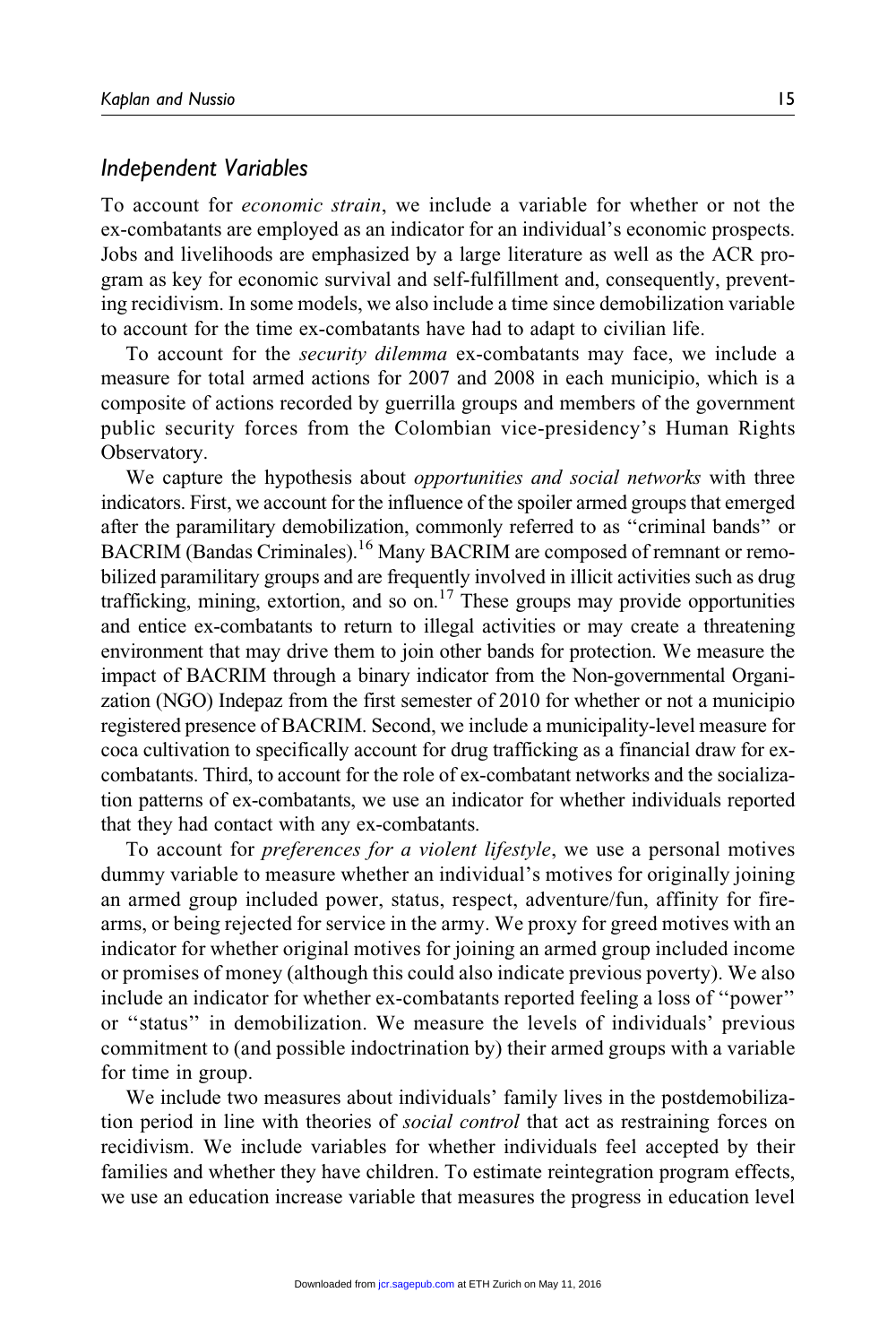### Independent Variables

To account for *economic strain*, we include a variable for whether or not the ex-combatants are employed as an indicator for an individual's economic prospects. Jobs and livelihoods are emphasized by a large literature as well as the ACR program as key for economic survival and self-fulfillment and, consequently, preventing recidivism. In some models, we also include a time since demobilization variable to account for the time ex-combatants have had to adapt to civilian life.

To account for the *security dilemma* ex-combatants may face, we include a measure for total armed actions for 2007 and 2008 in each municipio, which is a composite of actions recorded by guerrilla groups and members of the government public security forces from the Colombian vice-presidency's Human Rights Observatory.

We capture the hypothesis about *opportunities and social networks* with three indicators. First, we account for the influence of the spoiler armed groups that emerged after the paramilitary demobilization, commonly referred to as "criminal bands" or BACRIM (Bandas Criminales).[16] Many BACRIM are composed of remnant or remobilized paramilitary groups and are frequently involved in illicit activities such as drug trafficking, mining, extortion, and so on.[17] These groups may provide opportunities and entice ex-combatants to return to illegal activities or may create a threatening environment that may drive them to join other bands for protection. We measure the impact of BACRIM through a binary indicator from the Non-governmental Organization (NGO) Indepaz from the first semester of 2010 for whether or not a municipio registered presence of BACRIM. Second, we include a municipality-level measure for coca cultivation to specifically account for drug trafficking as a financial draw for ex-combatants. Third, to account for the role of ex-combatant networks and the socialization patterns of ex-combatants, we use an indicator for whether individuals reported that they had contact with any ex-combatants.

To account for *preferences for a violent lifestyle*, we use a personal motives dummy variable to measure whether an individual's motives for originally joining an armed group included power, status, respect, adventure/fun, affinity for firearms, or being rejected for service in the army. We proxy for greed motives with an indicator for whether original motives for joining an armed group included income or promises of money (although this could also indicate previous poverty). We also include an indicator for whether ex-combatants reported feeling a loss of "power" or "status" in demobilization. We measure the levels of individuals' previous commitment to (and possible indoctrination by) their armed groups with a variable for time in group.

We include two measures about individuals' family lives in the postdemobilization period in line with theories of *social control* that act as restraining forces on recidivism. We include variables for whether individuals feel accepted by their families and whether they have children. To estimate reintegration program effects, we use an education increase variable that measures the progress in education level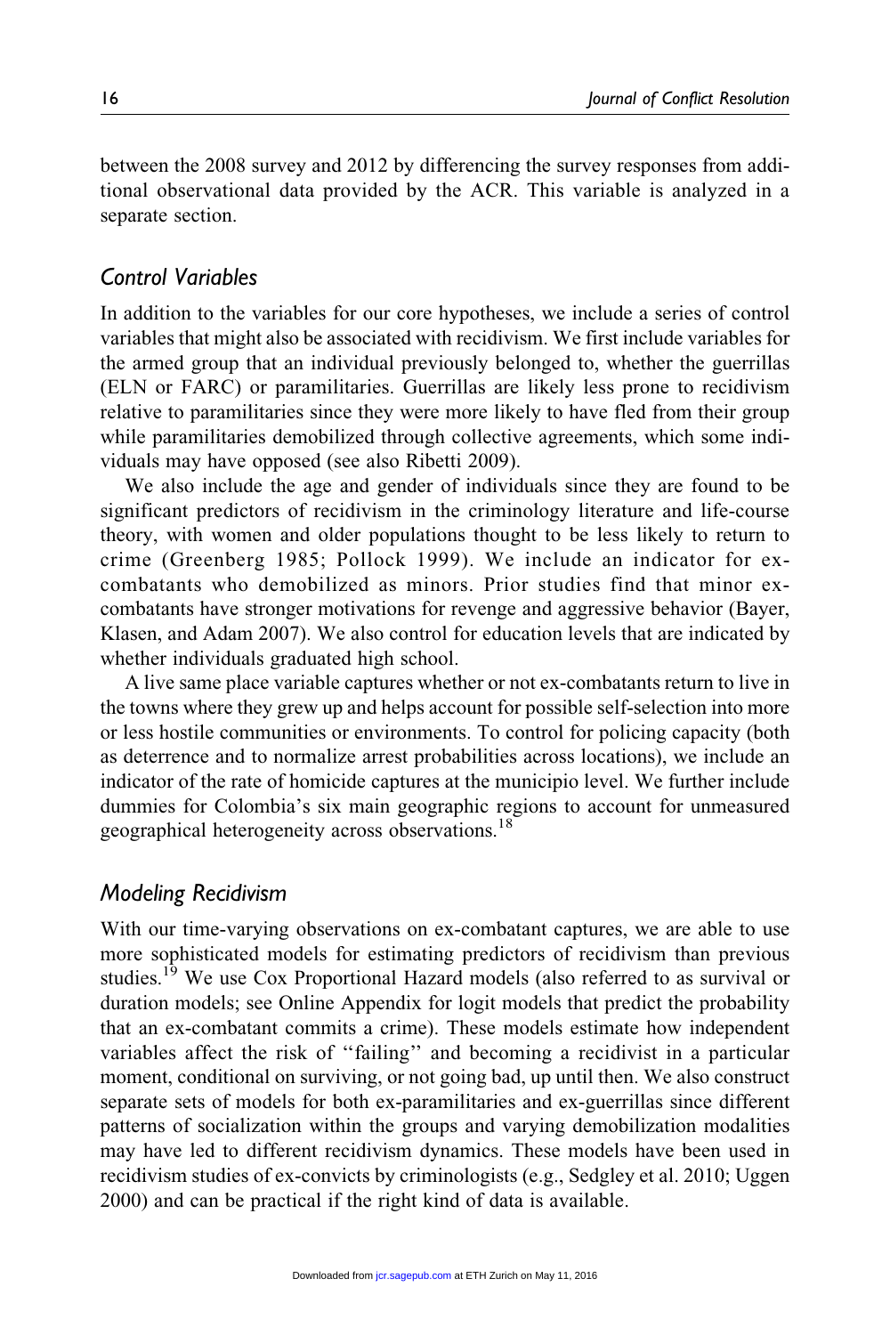between the 2008 survey and 2012 by differencing the survey responses from additional observational data provided by the ACR. This variable is analyzed in a separate section.

## Control Variables

In addition to the variables for our core hypotheses, we include a series of control variables that might also be associated with recidivism. We first include variables for the armed group that an individual previously belonged to, whether the guerrillas (ELN or FARC) or paramilitaries. Guerrillas are likely less prone to recidivism relative to paramilitaries since they were more likely to have fled from their group while paramilitaries demobilized through collective agreements, which some individuals may have opposed (see also Ribetti 2009).

We also include the age and gender of individuals since they are found to be significant predictors of recidivism in the criminology literature and life-course theory, with women and older populations thought to be less likely to return to crime (Greenberg 1985; Pollock 1999). We include an indicator for ex-combatants who demobilized as minors. Prior studies find that minor ex-combatants have stronger motivations for revenge and aggressive behavior (Bayer, Klasen, and Adam 2007). We also control for education levels that are indicated by whether individuals graduated high school.

A live same place variable captures whether or not ex-combatants return to live in the towns where they grew up and helps account for possible self-selection into more or less hostile communities or environments. To control for policing capacity (both as deterrence and to normalize arrest probabilities across locations), we include an indicator of the rate of homicide captures at the municipio level. We further include dummies for Colombia's six main geographic regions to account for unmeasured geographical heterogeneity across observations.[18]

## Modeling Recidivism

With our time-varying observations on ex-combatant captures, we are able to use more sophisticated models for estimating predictors of recidivism than previous studies.[19] We use Cox Proportional Hazard models (also referred to as survival or duration models; see Online Appendix for logit models that predict the probability that an ex-combatant commits a crime). These models estimate how independent variables affect the risk of "failing" and becoming a recidivist in a particular moment, conditional on surviving, or not going bad, up until then. We also construct separate sets of models for both ex-paramilitaries and ex-guerrillas since different patterns of socialization within the groups and varying demobilization modalities may have led to different recidivism dynamics. These models have been used in recidivism studies of ex-convicts by criminologists (e.g., Sedgley et al. 2010; Uggen 2000) and can be practical if the right kind of data is available.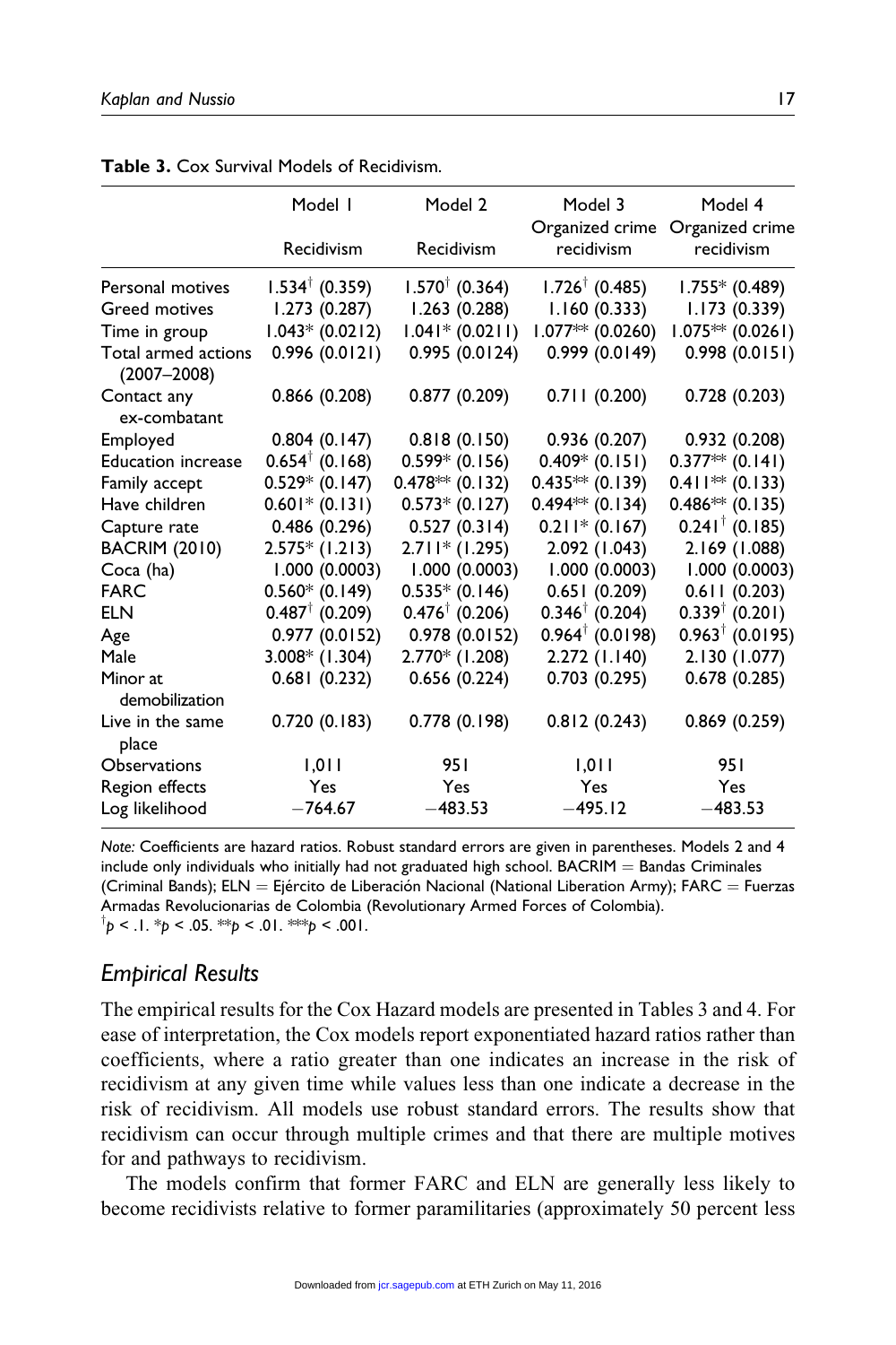**Table 3.** Cox Survival Models of Recidivism.

| | Model 1 | Model 2 | Model 3 | Model 4 |
|---|---|---|---|---|
| | Recidivism | Recidivism | Organized crime recidivism | Organized crime recidivism |
| Personal motives | 1.534$^{\dagger}$ (0.359) | 1.570$^{\dagger}$ (0.364) | 1.726$^{\dagger}$ (0.485) | 1.755* (0.489) |
| Greed motives | 1.273 (0.287) | 1.263 (0.288) | 1.160 (0.333) | 1.173 (0.339) |
| Time in group | 1.043* (0.0212) | 1.041* (0.0211) | 1.077** (0.0260) | 1.075** (0.0261) |
| Total armed actions (2007–2008) | 0.996 (0.0121) | 0.995 (0.0124) | 0.999 (0.0149) | 0.998 (0.0151) |
| Contact any ex-combatant | 0.866 (0.208) | 0.877 (0.209) | 0.711 (0.200) | 0.728 (0.203) |
| Employed | 0.804 (0.147) | 0.818 (0.150) | 0.936 (0.207) | 0.932 (0.208) |
| Education increase | 0.654$^{\dagger}$ (0.168) | 0.599* (0.156) | 0.409* (0.151) | 0.377** (0.141) |
| Family accept | 0.529* (0.147) | 0.478** (0.132) | 0.435** (0.139) | 0.411** (0.133) |
| Have children | 0.601* (0.131) | 0.573* (0.127) | 0.494** (0.134) | 0.486** (0.135) |
| Capture rate | 0.486 (0.296) | 0.527 (0.314) | 0.211* (0.167) | 0.241$^{\dagger}$ (0.185) |
| BACRIM (2010) | 2.575* (1.213) | 2.711* (1.295) | 2.092 (1.043) | 2.169 (1.088) |
| Coca (ha) | 1.000 (0.0003) | 1.000 (0.0003) | 1.000 (0.0003) | 1.000 (0.0003) |
| FARC | 0.560* (0.149) | 0.535* (0.146) | 0.651 (0.209) | 0.611 (0.203) |
| ELN | 0.487$^{\dagger}$ (0.209) | 0.476$^{\dagger}$ (0.206) | 0.346$^{\dagger}$ (0.204) | 0.339$^{\dagger}$ (0.201) |
| Age | 0.977 (0.0152) | 0.978 (0.0152) | 0.964$^{\dagger}$ (0.0198) | 0.963$^{\dagger}$ (0.0195) |
| Male | 3.008* (1.304) | 2.770* (1.208) | 2.272 (1.140) | 2.130 (1.077) |
| Minor at demobilization | 0.681 (0.232) | 0.656 (0.224) | 0.703 (0.295) | 0.678 (0.285) |
| Live in the same place | 0.720 (0.183) | 0.778 (0.198) | 0.812 (0.243) | 0.869 (0.259) |
| Observations | 1,011 | 951 | 1,011 | 951 |
| Region effects | Yes | Yes | Yes | Yes |
| Log likelihood | −764.67 | −483.53 | −495.12 | −483.53 |

*Note:* Coefficients are hazard ratios. Robust standard errors are given in parentheses. Models 2 and 4 include only individuals who initially had not graduated high school. BACRIM = Bandas Criminales (Criminal Bands); ELN = Ejército de Liberación Nacional (National Liberation Army); FARC = Fuerzas Armadas Revolucionarias de Colombia (Revolutionary Armed Forces of Colombia).
$^{\dagger}p < .1$. $^{*}p < .05$. $^{**}p < .01$. $^{***}p < .001$.

## Empirical Results

The empirical results for the Cox Hazard models are presented in Tables 3 and 4. For ease of interpretation, the Cox models report exponentiated hazard ratios rather than coefficients, where a ratio greater than one indicates an increase in the risk of recidivism at any given time while values less than one indicate a decrease in the risk of recidivism. All models use robust standard errors. The results show that recidivism can occur through multiple crimes and that there are multiple motives for and pathways to recidivism.

The models confirm that former FARC and ELN are generally less likely to become recidivists relative to former paramilitaries (approximately 50 percent less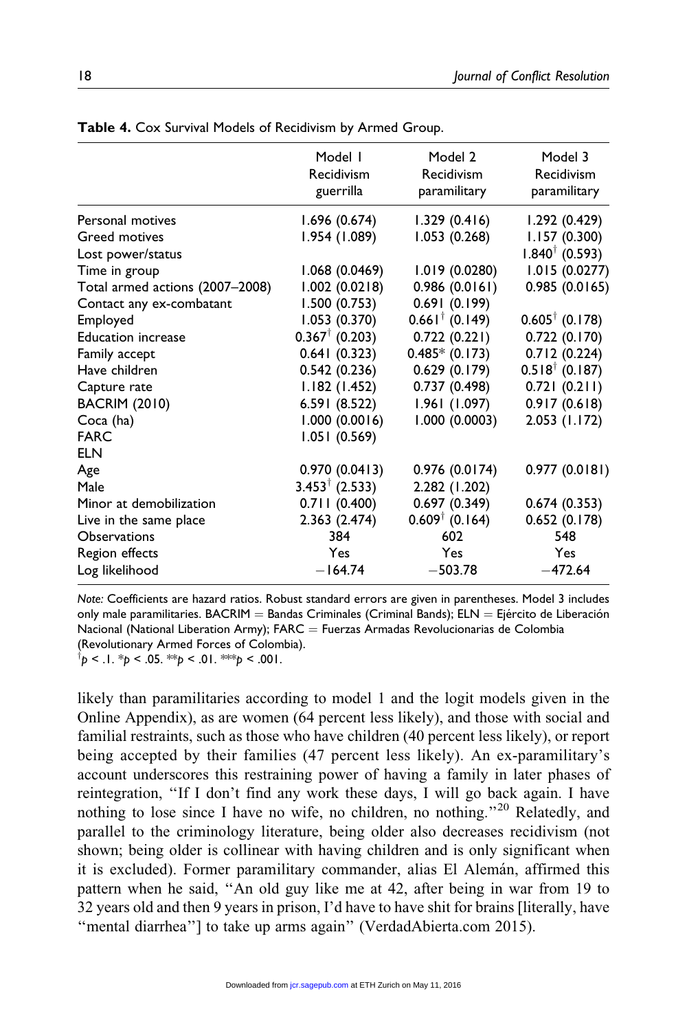**Table 4.** Cox Survival Models of Recidivism by Armed Group.

| | Model 1 Recidivism guerrilla | Model 2 Recidivism paramilitary | Model 3 Recidivism paramilitary |
|---|---|---|---|
| Personal motives | 1.696 (0.674) | 1.329 (0.416) | 1.292 (0.429) |
| Greed motives | 1.954 (1.089) | 1.053 (0.268) | 1.157 (0.300) |
| Lost power/status | | | $1.840^{\dagger}$ (0.593) |
| Time in group | 1.068 (0.0469) | 1.019 (0.0280) | 1.015 (0.0277) |
| Total armed actions (2007–2008) | 1.002 (0.0218) | 0.986 (0.0161) | 0.985 (0.0165) |
| Contact any ex-combatant | 1.500 (0.753) | 0.691 (0.199) | |
| Employed | 1.053 (0.370) | $0.661^{\dagger}$ (0.149) | $0.605^{\dagger}$ (0.178) |
| Education increase | $0.367^{\dagger}$ (0.203) | 0.722 (0.221) | 0.722 (0.170) |
| Family accept | 0.641 (0.323) | 0.485* (0.173) | 0.712 (0.224) |
| Have children | 0.542 (0.236) | 0.629 (0.179) | $0.518^{\dagger}$ (0.187) |
| Capture rate | 1.182 (1.452) | 0.737 (0.498) | 0.721 (0.211) |
| BACRIM (2010) | 6.591 (8.522) | 1.961 (1.097) | 0.917 (0.618) |
| Coca (ha) | 1.000 (0.0016) | 1.000 (0.0003) | 2.053 (1.172) |
| FARC | 1.051 (0.569) | | |
| ELN | | | |
| Age | 0.970 (0.0413) | 0.976 (0.0174) | 0.977 (0.0181) |
| Male | $3.453^{\dagger}$ (2.533) | 2.282 (1.202) | |
| Minor at demobilization | 0.711 (0.400) | 0.697 (0.349) | 0.674 (0.353) |
| Live in the same place | 2.363 (2.474) | $0.609^{\dagger}$ (0.164) | 0.652 (0.178) |
| Observations | 384 | 602 | 548 |
| Region effects | Yes | Yes | Yes |
| Log likelihood | −164.74 | −503.78 | −472.64 |

*Note:* Coefficients are hazard ratios. Robust standard errors are given in parentheses. Model 3 includes only male paramilitaries. BACRIM = Bandas Criminales (Criminal Bands); ELN = Ejército de Liberación Nacional (National Liberation Army); FARC = Fuerzas Armadas Revolucionarias de Colombia (Revolutionary Armed Forces of Colombia).
$^{\dagger}p < .1$. $^{*}p < .05$. $^{**}p < .01$. $^{***}p < .001$.

likely than paramilitaries according to model 1 and the logit models given in the Online Appendix), as are women (64 percent less likely), and those with social and familial restraints, such as those who have children (40 percent less likely), or report being accepted by their families (47 percent less likely). An ex-paramilitary's account underscores this restraining power of having a family in later phases of reintegration, "If I don't find any work these days, I will go back again. I have nothing to lose since I have no wife, no children, no nothing."[20] Relatedly, and parallel to the criminology literature, being older also decreases recidivism (not shown; being older is collinear with having children and is only significant when it is excluded). Former paramilitary commander, alias El Alemán, affirmed this pattern when he said, "An old guy like me at 42, after being in war from 19 to 32 years old and then 9 years in prison, I'd have to have shit for brains [literally, have "mental diarrhea"] to take up arms again" (VerdadAbierta.com 2015).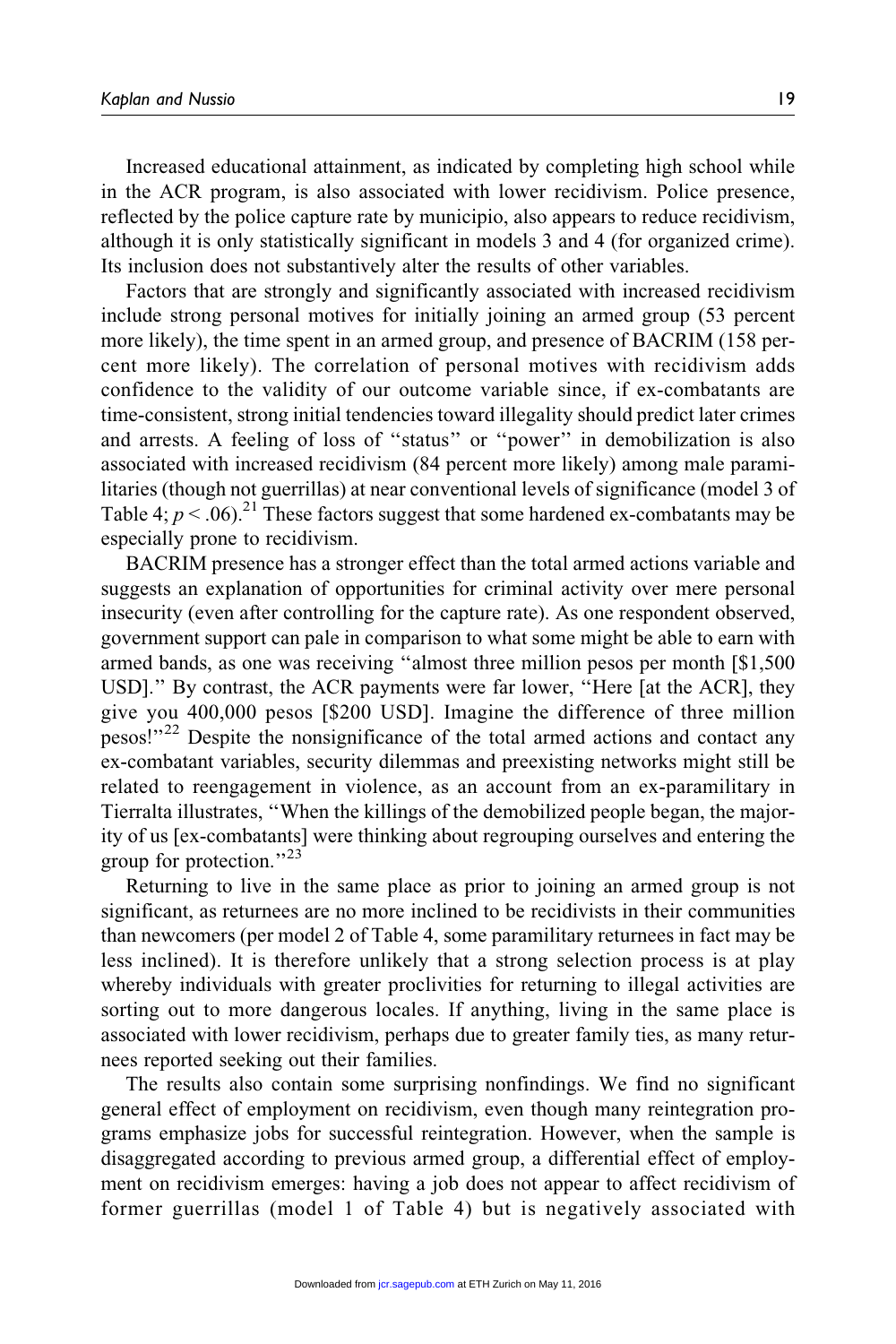Increased educational attainment, as indicated by completing high school while in the ACR program, is also associated with lower recidivism. Police presence, reflected by the police capture rate by municipio, also appears to reduce recidivism, although it is only statistically significant in models 3 and 4 (for organized crime). Its inclusion does not substantively alter the results of other variables.

Factors that are strongly and significantly associated with increased recidivism include strong personal motives for initially joining an armed group (53 percent more likely), the time spent in an armed group, and presence of BACRIM (158 percent more likely). The correlation of personal motives with recidivism adds confidence to the validity of our outcome variable since, if ex-combatants are time-consistent, strong initial tendencies toward illegality should predict later crimes and arrests. A feeling of loss of "status" or "power" in demobilization is also associated with increased recidivism (84 percent more likely) among male paramilitaries (though not guerrillas) at near conventional levels of significance (model 3 of Table 4; $p < .06$).[21] These factors suggest that some hardened ex-combatants may be especially prone to recidivism.

BACRIM presence has a stronger effect than the total armed actions variable and suggests an explanation of opportunities for criminal activity over mere personal insecurity (even after controlling for the capture rate). As one respondent observed, government support can pale in comparison to what some might be able to earn with armed bands, as one was receiving "almost three million pesos per month [$1,500 USD]." By contrast, the ACR payments were far lower, "Here [at the ACR], they give you 400,000 pesos [$200 USD]. Imagine the difference of three million pesos!"[22] Despite the nonsignificance of the total armed actions and contact any ex-combatant variables, security dilemmas and preexisting networks might still be related to reengagement in violence, as an account from an ex-paramilitary in Tierralta illustrates, "When the killings of the demobilized people began, the majority of us [ex-combatants] were thinking about regrouping ourselves and entering the group for protection."[23]

Returning to live in the same place as prior to joining an armed group is not significant, as returnees are no more inclined to be recidivists in their communities than newcomers (per model 2 of Table 4, some paramilitary returnees in fact may be less inclined). It is therefore unlikely that a strong selection process is at play whereby individuals with greater proclivities for returning to illegal activities are sorting out to more dangerous locales. If anything, living in the same place is associated with lower recidivism, perhaps due to greater family ties, as many returnees reported seeking out their families.

The results also contain some surprising nonfindings. We find no significant general effect of employment on recidivism, even though many reintegration programs emphasize jobs for successful reintegration. However, when the sample is disaggregated according to previous armed group, a differential effect of employment on recidivism emerges: having a job does not appear to affect recidivism of former guerrillas (model 1 of Table 4) but is negatively associated with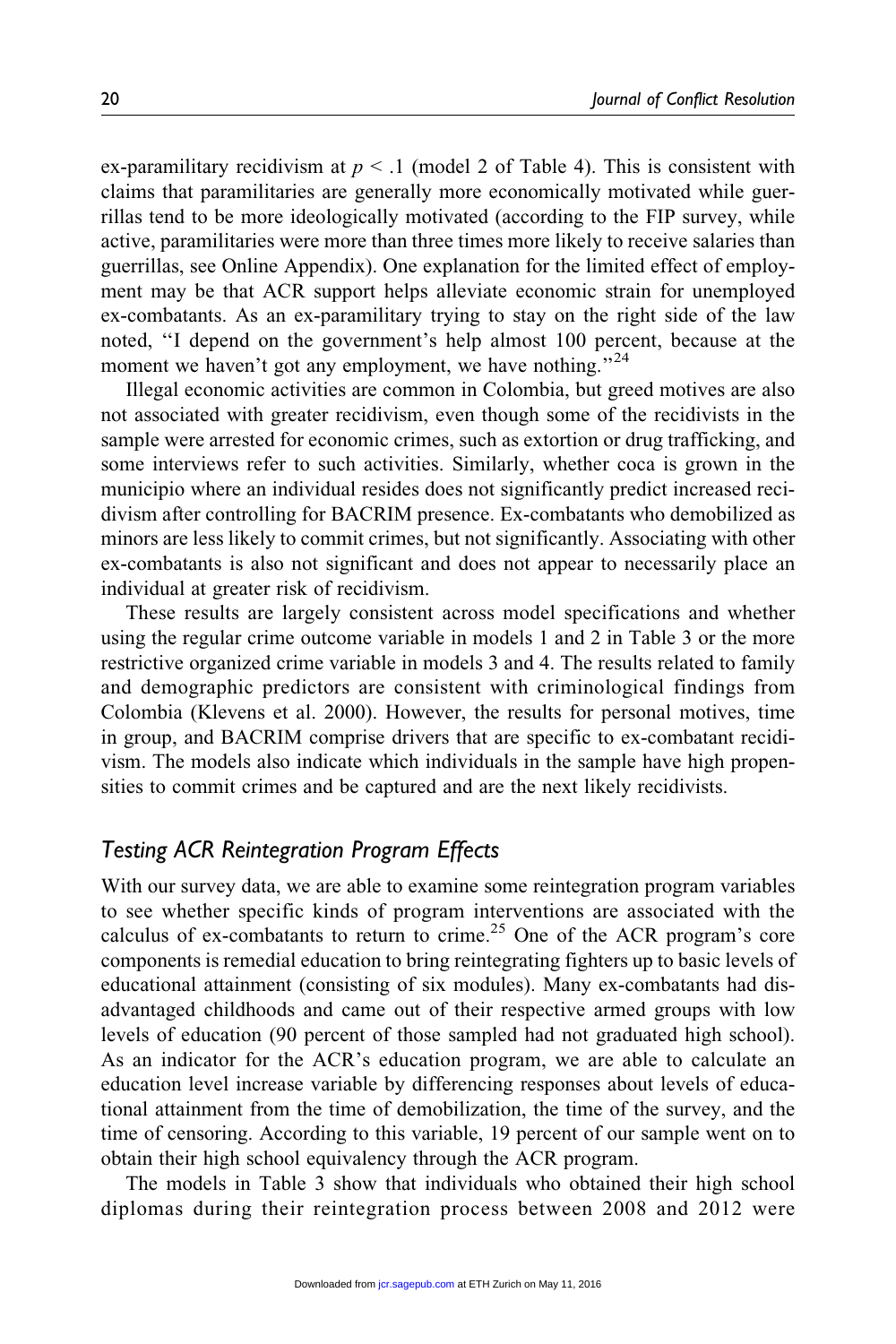ex-paramilitary recidivism at $p < .1$ (model 2 of Table 4). This is consistent with claims that paramilitaries are generally more economically motivated while guerrillas tend to be more ideologically motivated (according to the FIP survey, while active, paramilitaries were more than three times more likely to receive salaries than guerrillas, see Online Appendix). One explanation for the limited effect of employment may be that ACR support helps alleviate economic strain for unemployed ex-combatants. As an ex-paramilitary trying to stay on the right side of the law noted, "I depend on the government's help almost 100 percent, because at the moment we haven't got any employment, we have nothing."[24]

Illegal economic activities are common in Colombia, but greed motives are also not associated with greater recidivism, even though some of the recidivists in the sample were arrested for economic crimes, such as extortion or drug trafficking, and some interviews refer to such activities. Similarly, whether coca is grown in the municipio where an individual resides does not significantly predict increased recidivism after controlling for BACRIM presence. Ex-combatants who demobilized as minors are less likely to commit crimes, but not significantly. Associating with other ex-combatants is also not significant and does not appear to necessarily place an individual at greater risk of recidivism.

These results are largely consistent across model specifications and whether using the regular crime outcome variable in models 1 and 2 in Table 3 or the more restrictive organized crime variable in models 3 and 4. The results related to family and demographic predictors are consistent with criminological findings from Colombia (Klevens et al. 2000). However, the results for personal motives, time in group, and BACRIM comprise drivers that are specific to ex-combatant recidivism. The models also indicate which individuals in the sample have high propensities to commit crimes and be captured and are the next likely recidivists.

## *Testing ACR Reintegration Program Effects*

With our survey data, we are able to examine some reintegration program variables to see whether specific kinds of program interventions are associated with the calculus of ex-combatants to return to crime.[25] One of the ACR program's core components is remedial education to bring reintegrating fighters up to basic levels of educational attainment (consisting of six modules). Many ex-combatants had disadvantaged childhoods and came out of their respective armed groups with low levels of education (90 percent of those sampled had not graduated high school). As an indicator for the ACR's education program, we are able to calculate an education level increase variable by differencing responses about levels of educational attainment from the time of demobilization, the time of the survey, and the time of censoring. According to this variable, 19 percent of our sample went on to obtain their high school equivalency through the ACR program.

The models in Table 3 show that individuals who obtained their high school diplomas during their reintegration process between 2008 and 2012 were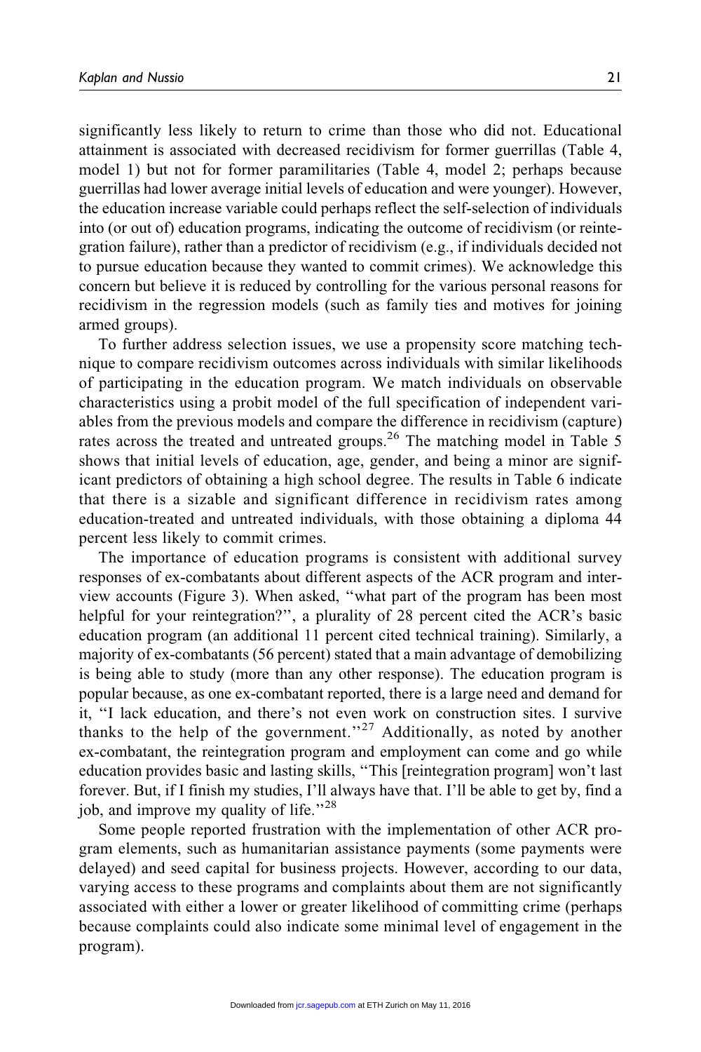significantly less likely to return to crime than those who did not. Educational attainment is associated with decreased recidivism for former guerrillas (Table 4, model 1) but not for former paramilitaries (Table 4, model 2; perhaps because guerrillas had lower average initial levels of education and were younger). However, the education increase variable could perhaps reflect the self-selection of individuals into (or out of) education programs, indicating the outcome of recidivism (or reintegration failure), rather than a predictor of recidivism (e.g., if individuals decided not to pursue education because they wanted to commit crimes). We acknowledge this concern but believe it is reduced by controlling for the various personal reasons for recidivism in the regression models (such as family ties and motives for joining armed groups).

To further address selection issues, we use a propensity score matching technique to compare recidivism outcomes across individuals with similar likelihoods of participating in the education program. We match individuals on observable characteristics using a probit model of the full specification of independent variables from the previous models and compare the difference in recidivism (capture) rates across the treated and untreated groups.[26] The matching model in Table 5 shows that initial levels of education, age, gender, and being a minor are significant predictors of obtaining a high school degree. The results in Table 6 indicate that there is a sizable and significant difference in recidivism rates among education-treated and untreated individuals, with those obtaining a diploma 44 percent less likely to commit crimes.

The importance of education programs is consistent with additional survey responses of ex-combatants about different aspects of the ACR program and interview accounts (Figure 3). When asked, "what part of the program has been most helpful for your reintegration?", a plurality of 28 percent cited the ACR's basic education program (an additional 11 percent cited technical training). Similarly, a majority of ex-combatants (56 percent) stated that a main advantage of demobilizing is being able to study (more than any other response). The education program is popular because, as one ex-combatant reported, there is a large need and demand for it, "I lack education, and there's not even work on construction sites. I survive thanks to the help of the government."[27] Additionally, as noted by another ex-combatant, the reintegration program and employment can come and go while education provides basic and lasting skills, "This [reintegration program] won't last forever. But, if I finish my studies, I'll always have that. I'll be able to get by, find a job, and improve my quality of life."[28]

Some people reported frustration with the implementation of other ACR program elements, such as humanitarian assistance payments (some payments were delayed) and seed capital for business projects. However, according to our data, varying access to these programs and complaints about them are not significantly associated with either a lower or greater likelihood of committing crime (perhaps because complaints could also indicate some minimal level of engagement in the program).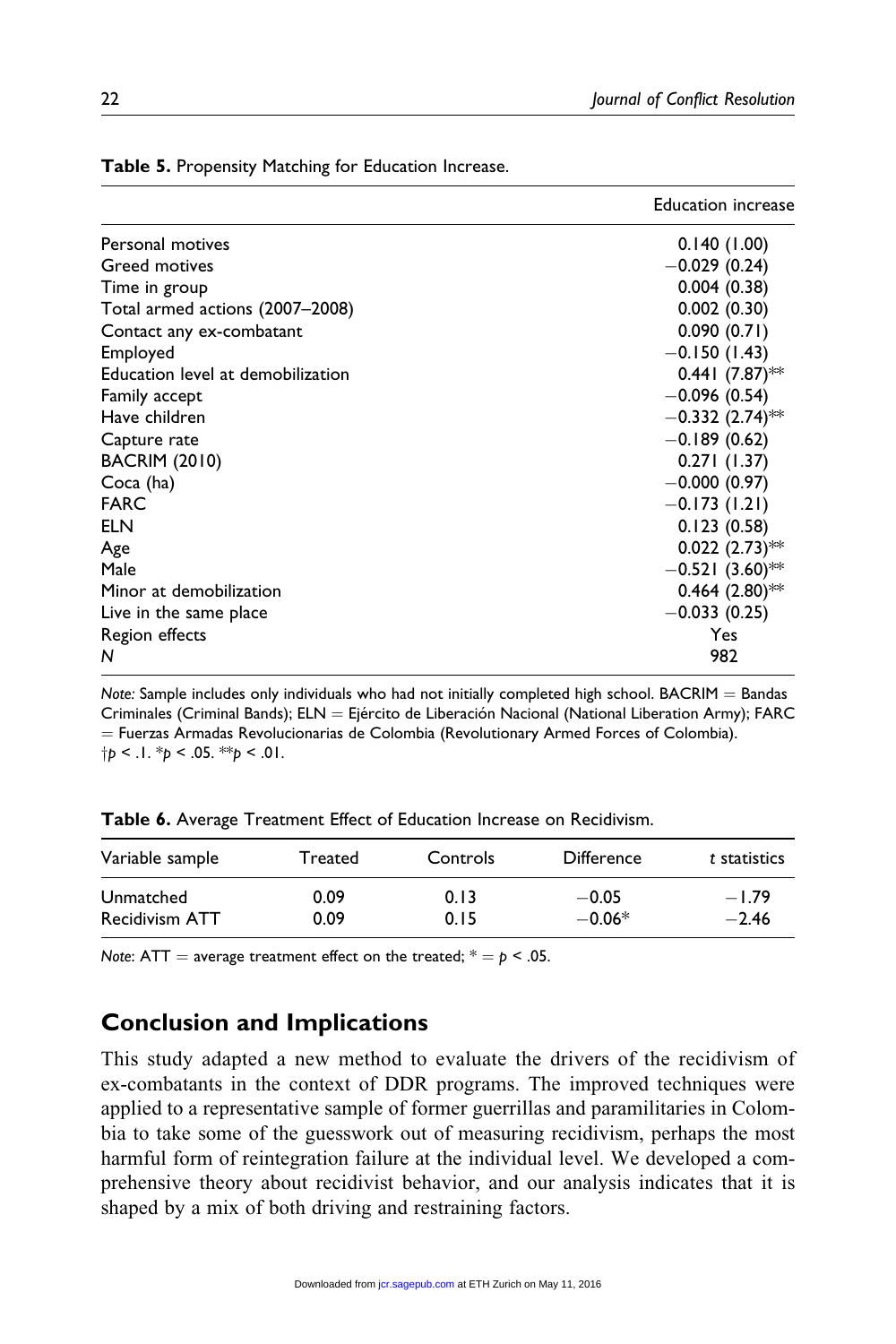**Table 5.** Propensity Matching for Education Increase.

| | Education increase |
|---|---|
| Personal motives | 0.140 (1.00) |
| Greed motives | −0.029 (0.24) |
| Time in group | 0.004 (0.38) |
| Total armed actions (2007–2008) | 0.002 (0.30) |
| Contact any ex-combatant | 0.090 (0.71) |
| Employed | −0.150 (1.43) |
| Education level at demobilization | 0.441 (7.87)** |
| Family accept | −0.096 (0.54) |
| Have children | −0.332 (2.74)** |
| Capture rate | −0.189 (0.62) |
| BACRIM (2010) | 0.271 (1.37) |
| Coca (ha) | −0.000 (0.97) |
| FARC | −0.173 (1.21) |
| ELN | 0.123 (0.58) |
| Age | 0.022 (2.73)** |
| Male | −0.521 (3.60)** |
| Minor at demobilization | 0.464 (2.80)** |
| Live in the same place | −0.033 (0.25) |
| Region effects | Yes |
| *N* | 982 |

*Note:* Sample includes only individuals who had not initially completed high school. BACRIM = Bandas Criminales (Criminal Bands); ELN = Ejército de Liberación Nacional (National Liberation Army); FARC = Fuerzas Armadas Revolucionarias de Colombia (Revolutionary Armed Forces of Colombia).
†$p < .1$. *$p < .05$. **$p < .01$.

**Table 6.** Average Treatment Effect of Education Increase on Recidivism.

| Variable sample | Treated | Controls | Difference | *t* statistics |
|---|---|---|---|---|
| Unmatched | 0.09 | 0.13 | −0.05 | −1.79 |
| Recidivism ATT | 0.09 | 0.15 | −0.06* | −2.46 |

*Note*: ATT = average treatment effect on the treated; * = $p < .05$.

## Conclusion and Implications

This study adapted a new method to evaluate the drivers of the recidivism of ex-combatants in the context of DDR programs. The improved techniques were applied to a representative sample of former guerrillas and paramilitaries in Colombia to take some of the guesswork out of measuring recidivism, perhaps the most harmful form of reintegration failure at the individual level. We developed a comprehensive theory about recidivist behavior, and our analysis indicates that it is shaped by a mix of both driving and restraining factors.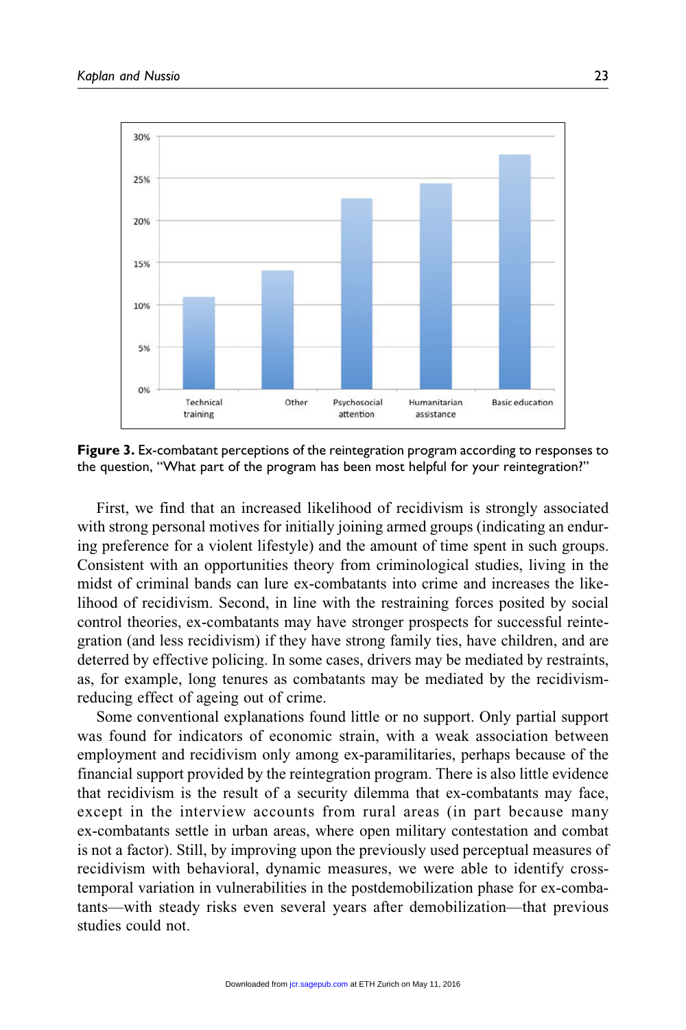**Figure 3.** Ex-combatant perceptions of the reintegration program according to responses to the question, "What part of the program has been most helpful for your reintegration?"

First, we find that an increased likelihood of recidivism is strongly associated with strong personal motives for initially joining armed groups (indicating an enduring preference for a violent lifestyle) and the amount of time spent in such groups. Consistent with an opportunities theory from criminological studies, living in the midst of criminal bands can lure ex-combatants into crime and increases the likelihood of recidivism. Second, in line with the restraining forces posited by social control theories, ex-combatants may have stronger prospects for successful reintegration (and less recidivism) if they have strong family ties, have children, and are deterred by effective policing. In some cases, drivers may be mediated by restraints, as, for example, long tenures as combatants may be mediated by the recidivism-reducing effect of ageing out of crime.

Some conventional explanations found little or no support. Only partial support was found for indicators of economic strain, with a weak association between employment and recidivism only among ex-paramilitaries, perhaps because of the financial support provided by the reintegration program. There is also little evidence that recidivism is the result of a security dilemma that ex-combatants may face, except in the interview accounts from rural areas (in part because many ex-combatants settle in urban areas, where open military contestation and combat is not a factor). Still, by improving upon the previously used perceptual measures of recidivism with behavioral, dynamic measures, we were able to identify cross-temporal variation in vulnerabilities in the postdemobilization phase for ex-combatants—with steady risks even several years after demobilization—that previous studies could not.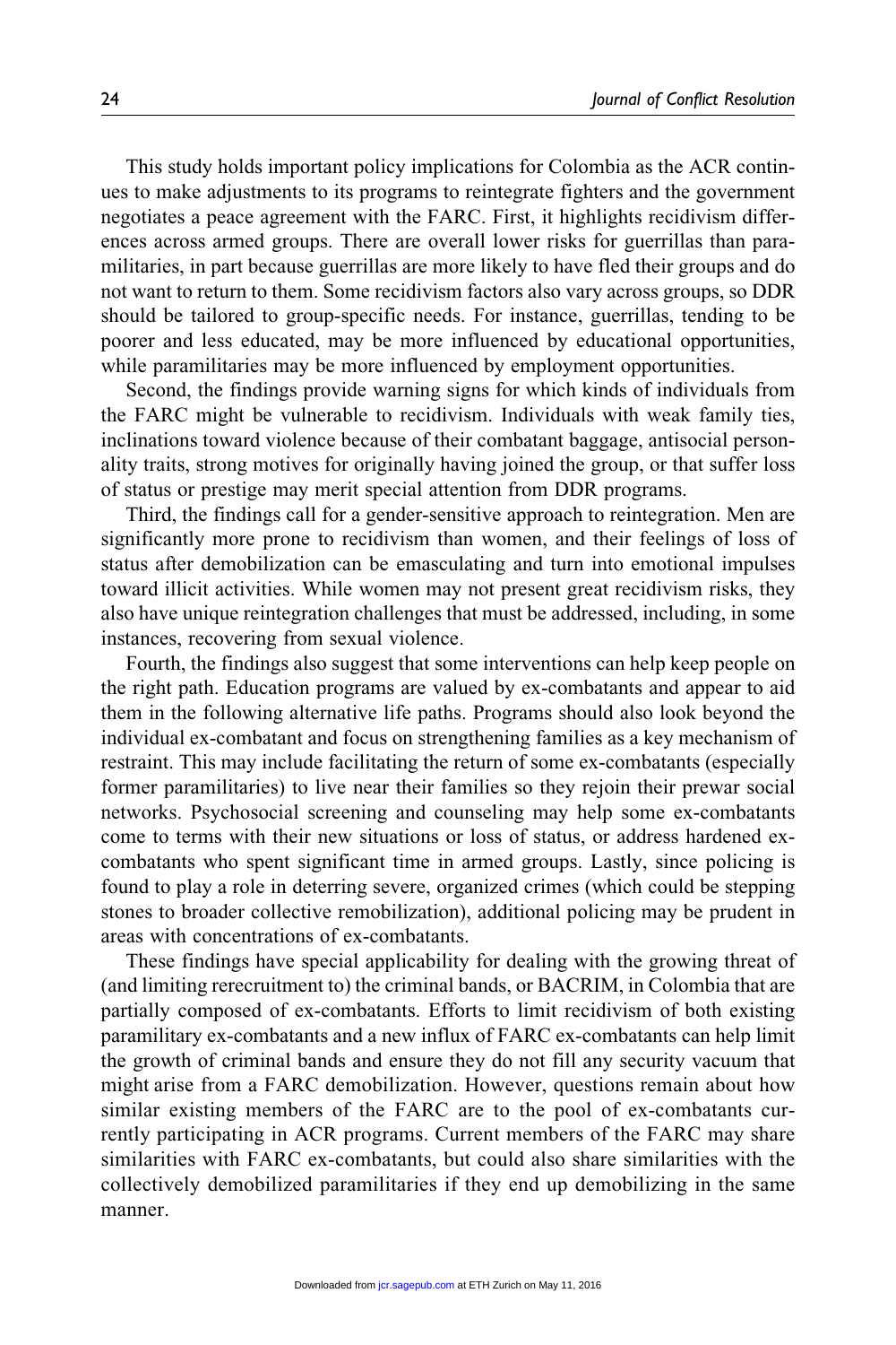This study holds important policy implications for Colombia as the ACR continues to make adjustments to its programs to reintegrate fighters and the government negotiates a peace agreement with the FARC. First, it highlights recidivism differences across armed groups. There are overall lower risks for guerrillas than paramilitaries, in part because guerrillas are more likely to have fled their groups and do not want to return to them. Some recidivism factors also vary across groups, so DDR should be tailored to group-specific needs. For instance, guerrillas, tending to be poorer and less educated, may be more influenced by educational opportunities, while paramilitaries may be more influenced by employment opportunities.

Second, the findings provide warning signs for which kinds of individuals from the FARC might be vulnerable to recidivism. Individuals with weak family ties, inclinations toward violence because of their combatant baggage, antisocial personality traits, strong motives for originally having joined the group, or that suffer loss of status or prestige may merit special attention from DDR programs.

Third, the findings call for a gender-sensitive approach to reintegration. Men are significantly more prone to recidivism than women, and their feelings of loss of status after demobilization can be emasculating and turn into emotional impulses toward illicit activities. While women may not present great recidivism risks, they also have unique reintegration challenges that must be addressed, including, in some instances, recovering from sexual violence.

Fourth, the findings also suggest that some interventions can help keep people on the right path. Education programs are valued by ex-combatants and appear to aid them in the following alternative life paths. Programs should also look beyond the individual ex-combatant and focus on strengthening families as a key mechanism of restraint. This may include facilitating the return of some ex-combatants (especially former paramilitaries) to live near their families so they rejoin their prewar social networks. Psychosocial screening and counseling may help some ex-combatants come to terms with their new situations or loss of status, or address hardened ex-combatants who spent significant time in armed groups. Lastly, since policing is found to play a role in deterring severe, organized crimes (which could be stepping stones to broader collective remobilization), additional policing may be prudent in areas with concentrations of ex-combatants.

These findings have special applicability for dealing with the growing threat of (and limiting rerecruitment to) the criminal bands, or BACRIM, in Colombia that are partially composed of ex-combatants. Efforts to limit recidivism of both existing paramilitary ex-combatants and a new influx of FARC ex-combatants can help limit the growth of criminal bands and ensure they do not fill any security vacuum that might arise from a FARC demobilization. However, questions remain about how similar existing members of the FARC are to the pool of ex-combatants currently participating in ACR programs. Current members of the FARC may share similarities with FARC ex-combatants, but could also share similarities with the collectively demobilized paramilitaries if they end up demobilizing in the same manner.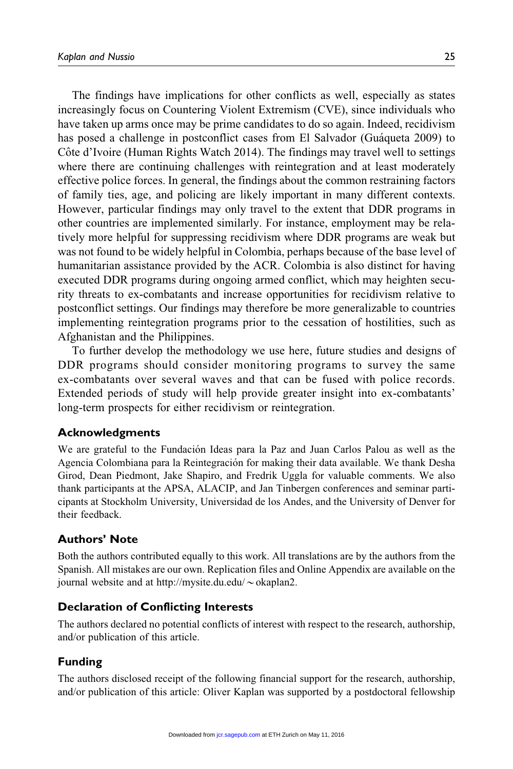The findings have implications for other conflicts as well, especially as states increasingly focus on Countering Violent Extremism (CVE), since individuals who have taken up arms once may be prime candidates to do so again. Indeed, recidivism has posed a challenge in postconflict cases from El Salvador (Guáqueta 2009) to Côte d'Ivoire (Human Rights Watch 2014). The findings may travel well to settings where there are continuing challenges with reintegration and at least moderately effective police forces. In general, the findings about the common restraining factors of family ties, age, and policing are likely important in many different contexts. However, particular findings may only travel to the extent that DDR programs in other countries are implemented similarly. For instance, employment may be relatively more helpful for suppressing recidivism where DDR programs are weak but was not found to be widely helpful in Colombia, perhaps because of the base level of humanitarian assistance provided by the ACR. Colombia is also distinct for having executed DDR programs during ongoing armed conflict, which may heighten security threats to ex-combatants and increase opportunities for recidivism relative to postconflict settings. Our findings may therefore be more generalizable to countries implementing reintegration programs prior to the cessation of hostilities, such as Afghanistan and the Philippines.

To further develop the methodology we use here, future studies and designs of DDR programs should consider monitoring programs to survey the same ex-combatants over several waves and that can be fused with police records. Extended periods of study will help provide greater insight into ex-combatants' long-term prospects for either recidivism or reintegration.

## Acknowledgments

We are grateful to the Fundación Ideas para la Paz and Juan Carlos Palou as well as the Agencia Colombiana para la Reintegración for making their data available. We thank Desha Girod, Dean Piedmont, Jake Shapiro, and Fredrik Uggla for valuable comments. We also thank participants at the APSA, ALACIP, and Jan Tinbergen conferences and seminar participants at Stockholm University, Universidad de los Andes, and the University of Denver for their feedback.

## Authors' Note

Both the authors contributed equally to this work. All translations are by the authors from the Spanish. All mistakes are our own. Replication files and Online Appendix are available on the journal website and at http://mysite.du.edu/~okaplan2.

## Declaration of Conflicting Interests

The authors declared no potential conflicts of interest with respect to the research, authorship, and/or publication of this article.

## Funding

The authors disclosed receipt of the following financial support for the research, authorship, and/or publication of this article: Oliver Kaplan was supported by a postdoctoral fellowship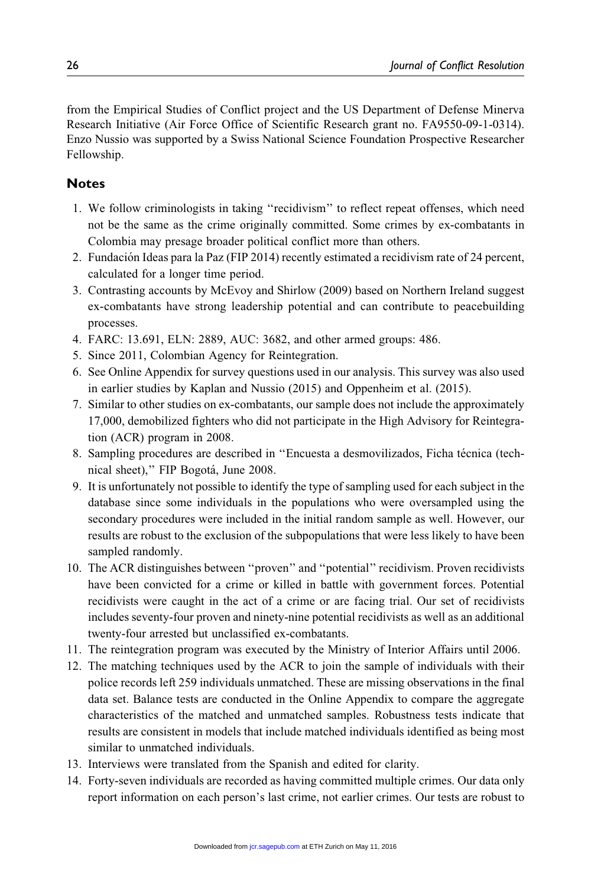from the Empirical Studies of Conflict project and the US Department of Defense Minerva Research Initiative (Air Force Office of Scientific Research grant no. FA9550-09-1-0314). Enzo Nussio was supported by a Swiss National Science Foundation Prospective Researcher Fellowship.

## Notes

1. We follow criminologists in taking "recidivism" to reflect repeat offenses, which need not be the same as the crime originally committed. Some crimes by ex-combatants in Colombia may presage broader political conflict more than others.
2. Fundación Ideas para la Paz (FIP 2014) recently estimated a recidivism rate of 24 percent, calculated for a longer time period.
3. Contrasting accounts by McEvoy and Shirlow (2009) based on Northern Ireland suggest ex-combatants have strong leadership potential and can contribute to peacebuilding processes.
4. FARC: 13.691, ELN: 2889, AUC: 3682, and other armed groups: 486.
5. Since 2011, Colombian Agency for Reintegration.
6. See Online Appendix for survey questions used in our analysis. This survey was also used in earlier studies by Kaplan and Nussio (2015) and Oppenheim et al. (2015).
7. Similar to other studies on ex-combatants, our sample does not include the approximately 17,000, demobilized fighters who did not participate in the High Advisory for Reintegration (ACR) program in 2008.
8. Sampling procedures are described in "Encuesta a desmovilizados, Ficha técnica (technical sheet)," FIP Bogotá, June 2008.
9. It is unfortunately not possible to identify the type of sampling used for each subject in the database since some individuals in the populations who were oversampled using the secondary procedures were included in the initial random sample as well. However, our results are robust to the exclusion of the subpopulations that were less likely to have been sampled randomly.
10. The ACR distinguishes between "proven" and "potential" recidivism. Proven recidivists have been convicted for a crime or killed in battle with government forces. Potential recidivists were caught in the act of a crime or are facing trial. Our set of recidivists includes seventy-four proven and ninety-nine potential recidivists as well as an additional twenty-four arrested but unclassified ex-combatants.
11. The reintegration program was executed by the Ministry of Interior Affairs until 2006.
12. The matching techniques used by the ACR to join the sample of individuals with their police records left 259 individuals unmatched. These are missing observations in the final data set. Balance tests are conducted in the Online Appendix to compare the aggregate characteristics of the matched and unmatched samples. Robustness tests indicate that results are consistent in models that include matched individuals identified as being most similar to unmatched individuals.
13. Interviews were translated from the Spanish and edited for clarity.
14. Forty-seven individuals are recorded as having committed multiple crimes. Our data only report information on each person's last crime, not earlier crimes. Our tests are robust to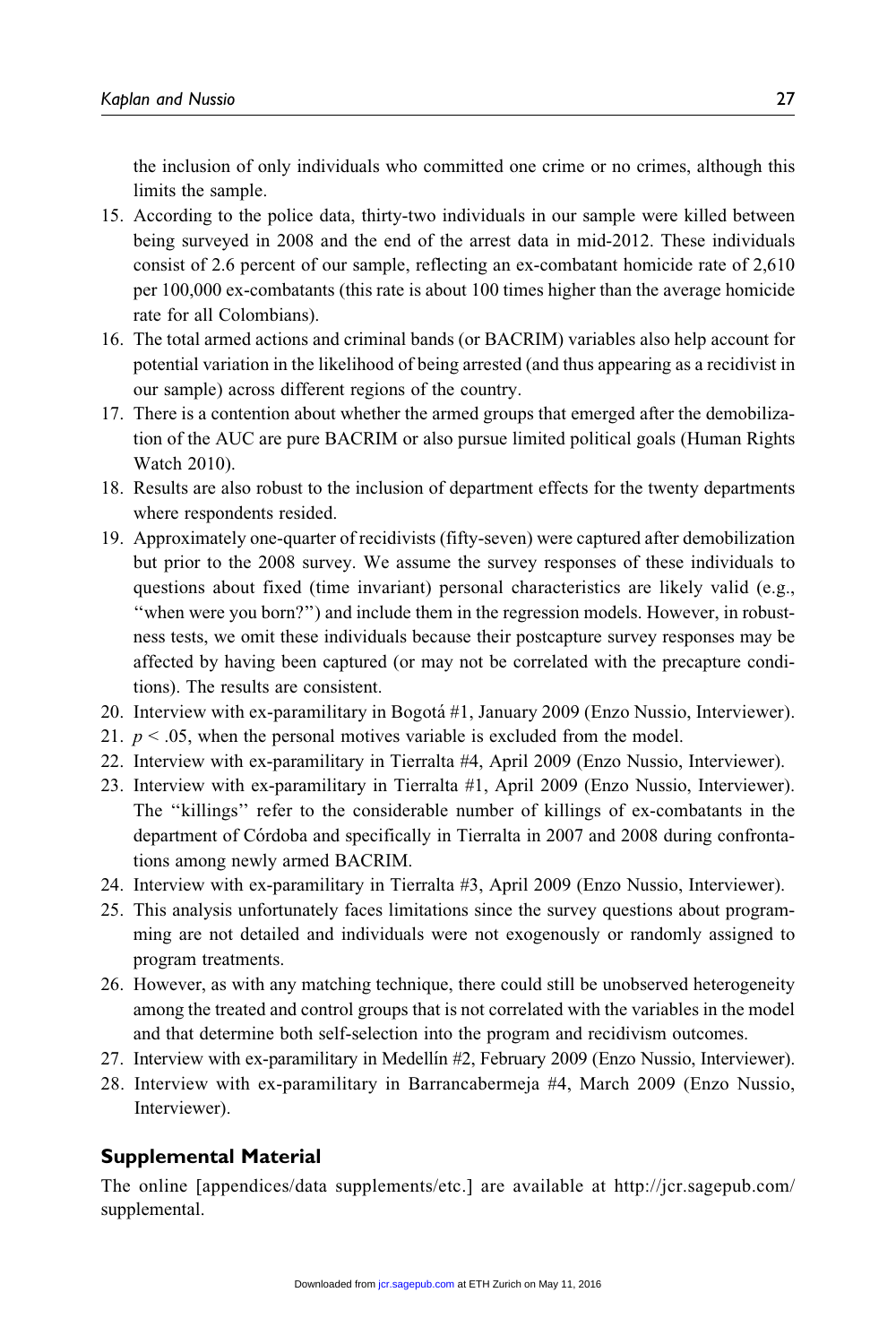the inclusion of only individuals who committed one crime or no crimes, although this limits the sample.

15. According to the police data, thirty-two individuals in our sample were killed between being surveyed in 2008 and the end of the arrest data in mid-2012. These individuals consist of 2.6 percent of our sample, reflecting an ex-combatant homicide rate of 2,610 per 100,000 ex-combatants (this rate is about 100 times higher than the average homicide rate for all Colombians).
16. The total armed actions and criminal bands (or BACRIM) variables also help account for potential variation in the likelihood of being arrested (and thus appearing as a recidivist in our sample) across different regions of the country.
17. There is a contention about whether the armed groups that emerged after the demobilization of the AUC are pure BACRIM or also pursue limited political goals (Human Rights Watch 2010).
18. Results are also robust to the inclusion of department effects for the twenty departments where respondents resided.
19. Approximately one-quarter of recidivists (fifty-seven) were captured after demobilization but prior to the 2008 survey. We assume the survey responses of these individuals to questions about fixed (time invariant) personal characteristics are likely valid (e.g., "when were you born?") and include them in the regression models. However, in robustness tests, we omit these individuals because their postcapture survey responses may be affected by having been captured (or may not be correlated with the precapture conditions). The results are consistent.
20. Interview with ex-paramilitary in Bogotá #1, January 2009 (Enzo Nussio, Interviewer).
21. $p < .05$, when the personal motives variable is excluded from the model.
22. Interview with ex-paramilitary in Tierralta #4, April 2009 (Enzo Nussio, Interviewer).
23. Interview with ex-paramilitary in Tierralta #1, April 2009 (Enzo Nussio, Interviewer). The "killings" refer to the considerable number of killings of ex-combatants in the department of Córdoba and specifically in Tierralta in 2007 and 2008 during confrontations among newly armed BACRIM.
24. Interview with ex-paramilitary in Tierralta #3, April 2009 (Enzo Nussio, Interviewer).
25. This analysis unfortunately faces limitations since the survey questions about programming are not detailed and individuals were not exogenously or randomly assigned to program treatments.
26. However, as with any matching technique, there could still be unobserved heterogeneity among the treated and control groups that is not correlated with the variables in the model and that determine both self-selection into the program and recidivism outcomes.
27. Interview with ex-paramilitary in Medellín #2, February 2009 (Enzo Nussio, Interviewer).
28. Interview with ex-paramilitary in Barrancabermeja #4, March 2009 (Enzo Nussio, Interviewer).

## Supplemental Material

The online [appendices/data supplements/etc.] are available at http://jcr.sagepub.com/supplemental.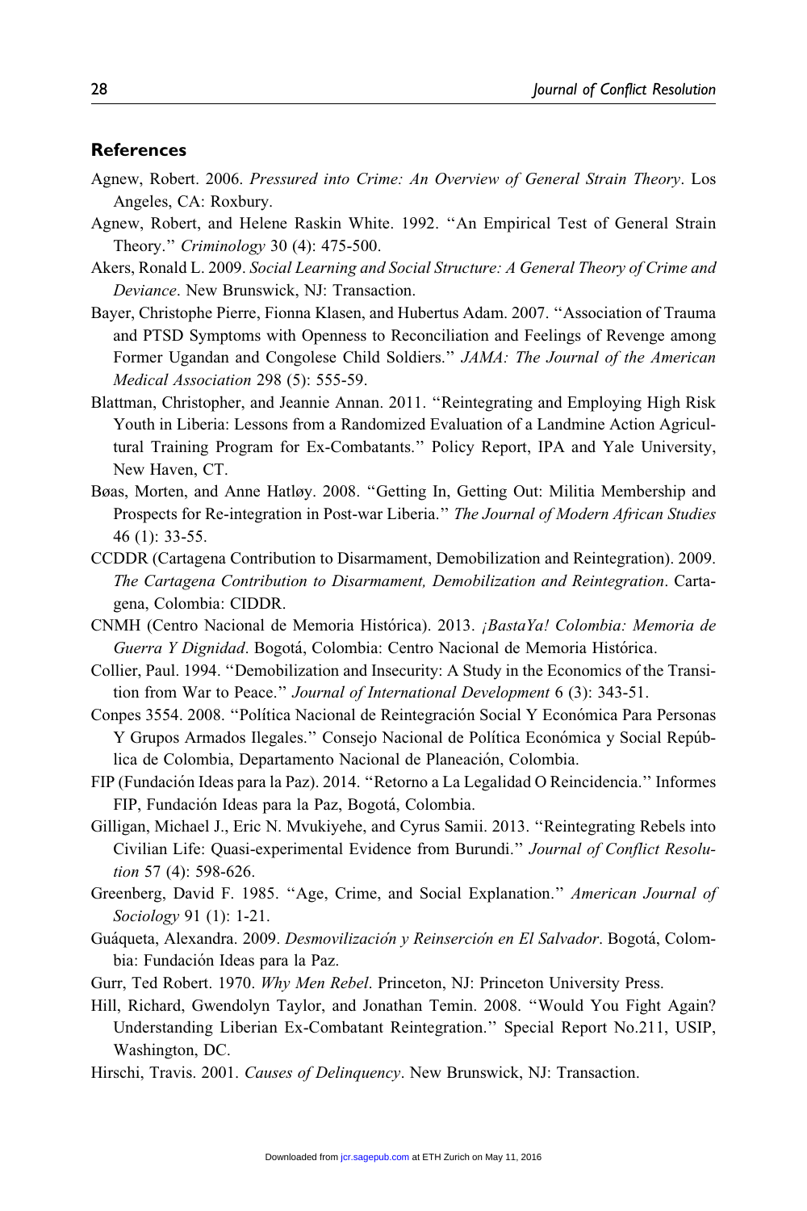## References

Agnew, Robert. 2006. *Pressured into Crime: An Overview of General Strain Theory*. Los Angeles, CA: Roxbury.

Agnew, Robert, and Helene Raskin White. 1992. "An Empirical Test of General Strain Theory." *Criminology* 30 (4): 475-500.

Akers, Ronald L. 2009. *Social Learning and Social Structure: A General Theory of Crime and Deviance*. New Brunswick, NJ: Transaction.

Bayer, Christophe Pierre, Fionna Klasen, and Hubertus Adam. 2007. "Association of Trauma and PTSD Symptoms with Openness to Reconciliation and Feelings of Revenge among Former Ugandan and Congolese Child Soldiers." *JAMA: The Journal of the American Medical Association* 298 (5): 555-59.

Blattman, Christopher, and Jeannie Annan. 2011. "Reintegrating and Employing High Risk Youth in Liberia: Lessons from a Randomized Evaluation of a Landmine Action Agricultural Training Program for Ex-Combatants." Policy Report, IPA and Yale University, New Haven, CT.

Bøas, Morten, and Anne Hatløy. 2008. "Getting In, Getting Out: Militia Membership and Prospects for Re-integration in Post-war Liberia." *The Journal of Modern African Studies* 46 (1): 33-55.

CCDDR (Cartagena Contribution to Disarmament, Demobilization and Reintegration). 2009. *The Cartagena Contribution to Disarmament, Demobilization and Reintegration*. Cartagena, Colombia: CIDDR.

CNMH (Centro Nacional de Memoria Histórica). 2013. *¡BastaYa! Colombia: Memoria de Guerra Y Dignidad*. Bogotá, Colombia: Centro Nacional de Memoria Histórica.

Collier, Paul. 1994. "Demobilization and Insecurity: A Study in the Economics of the Transition from War to Peace." *Journal of International Development* 6 (3): 343-51.

Conpes 3554. 2008. "Política Nacional de Reintegración Social Y Económica Para Personas Y Grupos Armados Ilegales." Consejo Nacional de Política Económica y Social República de Colombia, Departamento Nacional de Planeación, Colombia.

FIP (Fundación Ideas para la Paz). 2014. "Retorno a La Legalidad O Reincidencia." Informes FIP, Fundación Ideas para la Paz, Bogotá, Colombia.

Gilligan, Michael J., Eric N. Mvukiyehe, and Cyrus Samii. 2013. "Reintegrating Rebels into Civilian Life: Quasi-experimental Evidence from Burundi." *Journal of Conflict Resolution* 57 (4): 598-626.

Greenberg, David F. 1985. "Age, Crime, and Social Explanation." *American Journal of Sociology* 91 (1): 1-21.

Guáqueta, Alexandra. 2009. *Desmovilización y Reinserción en El Salvador*. Bogotá, Colombia: Fundación Ideas para la Paz.

Gurr, Ted Robert. 1970. *Why Men Rebel*. Princeton, NJ: Princeton University Press.

Hill, Richard, Gwendolyn Taylor, and Jonathan Temin. 2008. "Would You Fight Again? Understanding Liberian Ex-Combatant Reintegration." Special Report No.211, USIP, Washington, DC.

Hirschi, Travis. 2001. *Causes of Delinquency*. New Brunswick, NJ: Transaction.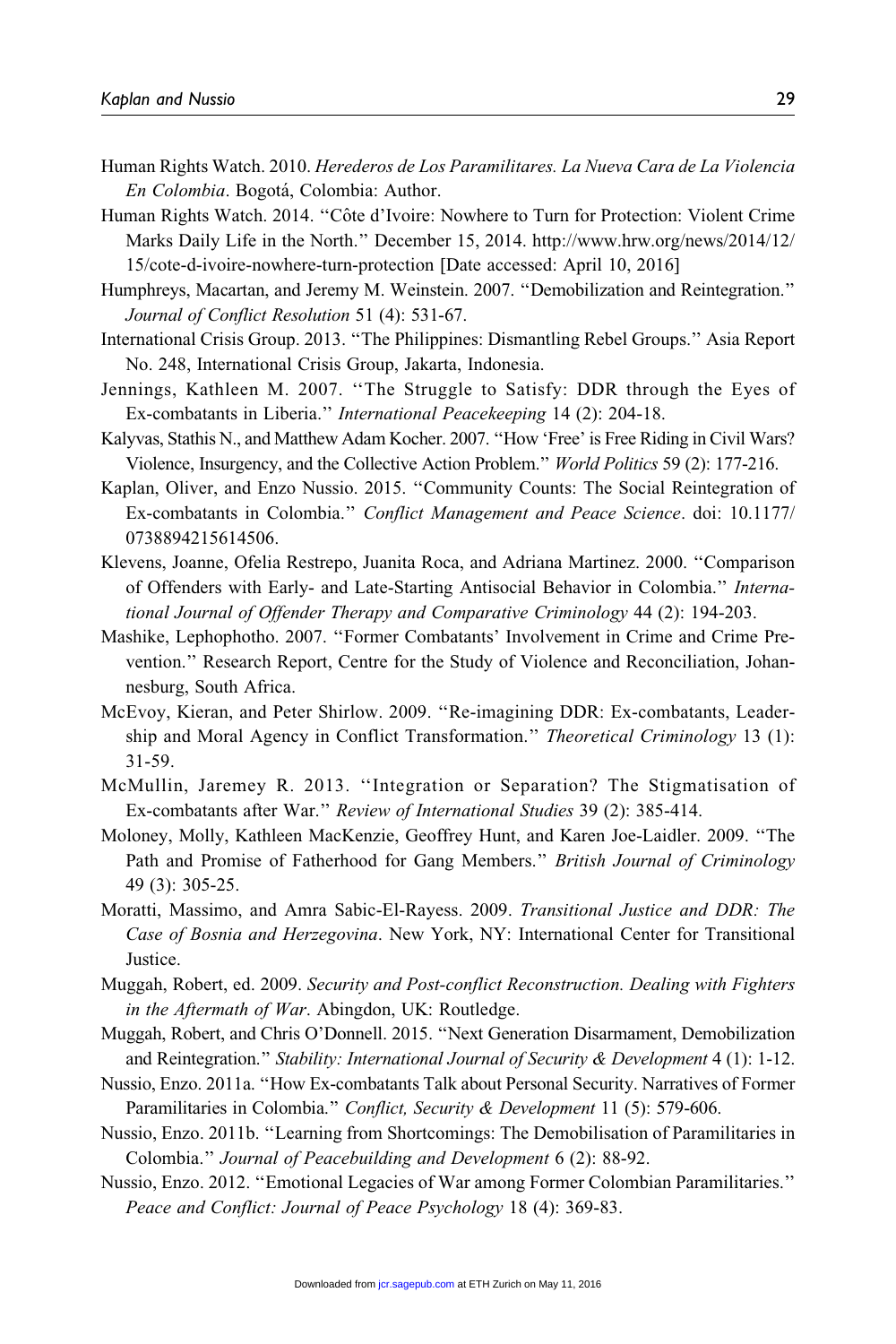Human Rights Watch. 2010. *Herederos de Los Paramilitares. La Nueva Cara de La Violencia En Colombia*. Bogotá, Colombia: Author.

Human Rights Watch. 2014. "Côte d'Ivoire: Nowhere to Turn for Protection: Violent Crime Marks Daily Life in the North." December 15, 2014. http://www.hrw.org/news/2014/12/15/cote-d-ivoire-nowhere-turn-protection [Date accessed: April 10, 2016]

Humphreys, Macartan, and Jeremy M. Weinstein. 2007. "Demobilization and Reintegration." *Journal of Conflict Resolution* 51 (4): 531-67.

International Crisis Group. 2013. "The Philippines: Dismantling Rebel Groups." Asia Report No. 248, International Crisis Group, Jakarta, Indonesia.

Jennings, Kathleen M. 2007. "The Struggle to Satisfy: DDR through the Eyes of Ex-combatants in Liberia." *International Peacekeeping* 14 (2): 204-18.

Kalyvas, Stathis N., and Matthew Adam Kocher. 2007. "How 'Free' is Free Riding in Civil Wars? Violence, Insurgency, and the Collective Action Problem." *World Politics* 59 (2): 177-216.

Kaplan, Oliver, and Enzo Nussio. 2015. "Community Counts: The Social Reintegration of Ex-combatants in Colombia." *Conflict Management and Peace Science*. doi: 10.1177/0738894215614506.

Klevens, Joanne, Ofelia Restrepo, Juanita Roca, and Adriana Martinez. 2000. "Comparison of Offenders with Early- and Late-Starting Antisocial Behavior in Colombia." *International Journal of Offender Therapy and Comparative Criminology* 44 (2): 194-203.

Mashike, Lephophotho. 2007. "Former Combatants' Involvement in Crime and Crime Prevention." Research Report, Centre for the Study of Violence and Reconciliation, Johannesburg, South Africa.

McEvoy, Kieran, and Peter Shirlow. 2009. "Re-imagining DDR: Ex-combatants, Leadership and Moral Agency in Conflict Transformation." *Theoretical Criminology* 13 (1): 31-59.

McMullin, Jaremey R. 2013. "Integration or Separation? The Stigmatisation of Ex-combatants after War." *Review of International Studies* 39 (2): 385-414.

Moloney, Molly, Kathleen MacKenzie, Geoffrey Hunt, and Karen Joe-Laidler. 2009. "The Path and Promise of Fatherhood for Gang Members." *British Journal of Criminology* 49 (3): 305-25.

Moratti, Massimo, and Amra Sabic-El-Rayess. 2009. *Transitional Justice and DDR: The Case of Bosnia and Herzegovina*. New York, NY: International Center for Transitional Justice.

Muggah, Robert, ed. 2009. *Security and Post-conflict Reconstruction. Dealing with Fighters in the Aftermath of War*. Abingdon, UK: Routledge.

Muggah, Robert, and Chris O'Donnell. 2015. "Next Generation Disarmament, Demobilization and Reintegration." *Stability: International Journal of Security & Development* 4 (1): 1-12.

Nussio, Enzo. 2011a. "How Ex-combatants Talk about Personal Security. Narratives of Former Paramilitaries in Colombia." *Conflict, Security & Development* 11 (5): 579-606.

Nussio, Enzo. 2011b. "Learning from Shortcomings: The Demobilisation of Paramilitaries in Colombia." *Journal of Peacebuilding and Development* 6 (2): 88-92.

Nussio, Enzo. 2012. "Emotional Legacies of War among Former Colombian Paramilitaries." *Peace and Conflict: Journal of Peace Psychology* 18 (4): 369-83.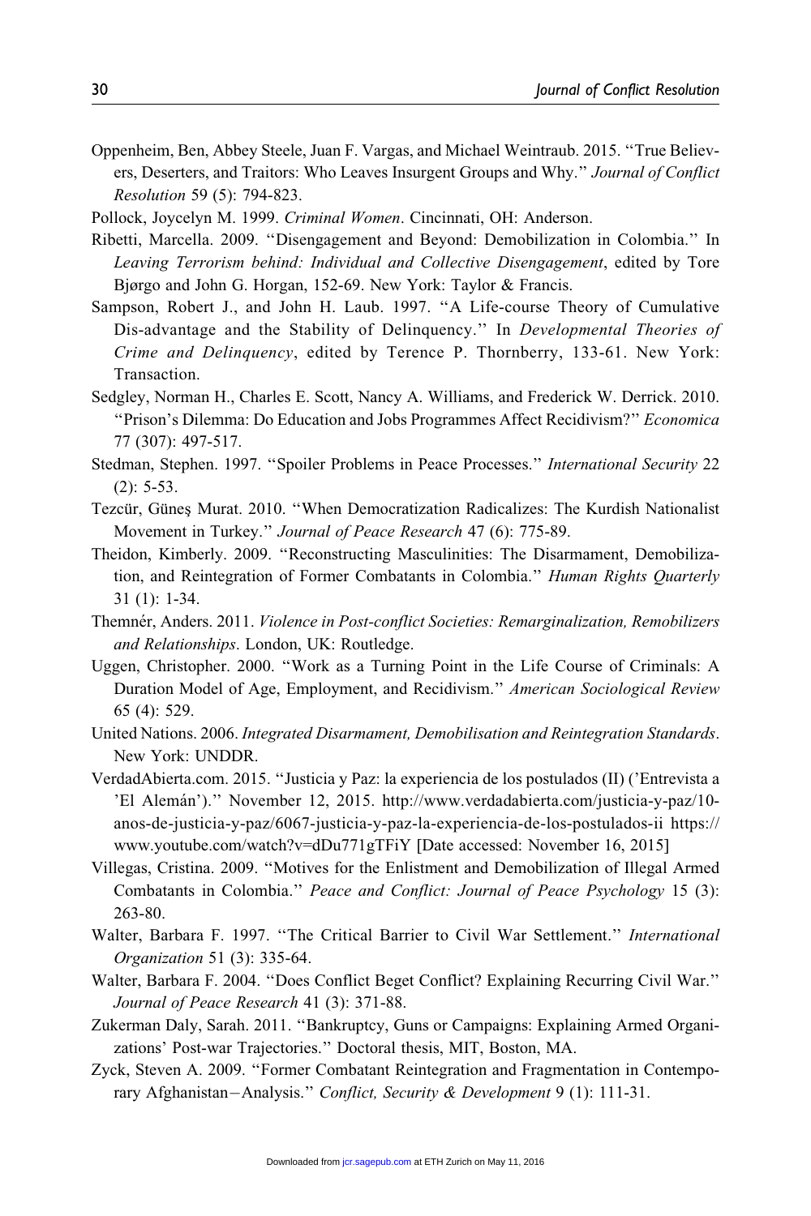Oppenheim, Ben, Abbey Steele, Juan F. Vargas, and Michael Weintraub. 2015. "True Believers, Deserters, and Traitors: Who Leaves Insurgent Groups and Why." *Journal of Conflict Resolution* 59 (5): 794-823.

Pollock, Joycelyn M. 1999. *Criminal Women*. Cincinnati, OH: Anderson.

Ribetti, Marcella. 2009. "Disengagement and Beyond: Demobilization in Colombia." In *Leaving Terrorism behind: Individual and Collective Disengagement*, edited by Tore Bjørgo and John G. Horgan, 152-69. New York: Taylor & Francis.

Sampson, Robert J., and John H. Laub. 1997. "A Life-course Theory of Cumulative Dis-advantage and the Stability of Delinquency." In *Developmental Theories of Crime and Delinquency*, edited by Terence P. Thornberry, 133-61. New York: Transaction.

Sedgley, Norman H., Charles E. Scott, Nancy A. Williams, and Frederick W. Derrick. 2010. "Prison's Dilemma: Do Education and Jobs Programmes Affect Recidivism?" *Economica* 77 (307): 497-517.

Stedman, Stephen. 1997. "Spoiler Problems in Peace Processes." *International Security* 22 (2): 5-53.

Tezcür, Güneş Murat. 2010. "When Democratization Radicalizes: The Kurdish Nationalist Movement in Turkey." *Journal of Peace Research* 47 (6): 775-89.

Theidon, Kimberly. 2009. "Reconstructing Masculinities: The Disarmament, Demobilization, and Reintegration of Former Combatants in Colombia." *Human Rights Quarterly* 31 (1): 1-34.

Themnér, Anders. 2011. *Violence in Post-conflict Societies: Remarginalization, Remobilizers and Relationships*. London, UK: Routledge.

Uggen, Christopher. 2000. "Work as a Turning Point in the Life Course of Criminals: A Duration Model of Age, Employment, and Recidivism." *American Sociological Review* 65 (4): 529.

United Nations. 2006. *Integrated Disarmament, Demobilisation and Reintegration Standards*. New York: UNDDR.

VerdadAbierta.com. 2015. "Justicia y Paz: la experiencia de los postulados (II) ('Entrevista a 'El Alemán')." November 12, 2015. http://www.verdadabierta.com/justicia-y-paz/10-anos-de-justicia-y-paz/6067-justicia-y-paz-la-experiencia-de-los-postulados-ii https://www.youtube.com/watch?v=dDu771gTFiY [Date accessed: November 16, 2015]

Villegas, Cristina. 2009. "Motives for the Enlistment and Demobilization of Illegal Armed Combatants in Colombia." *Peace and Conflict: Journal of Peace Psychology* 15 (3): 263-80.

Walter, Barbara F. 1997. "The Critical Barrier to Civil War Settlement." *International Organization* 51 (3): 335-64.

Walter, Barbara F. 2004. "Does Conflict Beget Conflict? Explaining Recurring Civil War." *Journal of Peace Research* 41 (3): 371-88.

Zukerman Daly, Sarah. 2011. "Bankruptcy, Guns or Campaigns: Explaining Armed Organizations' Post-war Trajectories." Doctoral thesis, MIT, Boston, MA.

Zyck, Steven A. 2009. "Former Combatant Reintegration and Fragmentation in Contemporary Afghanistan—Analysis." *Conflict, Security & Development* 9 (1): 111-31.